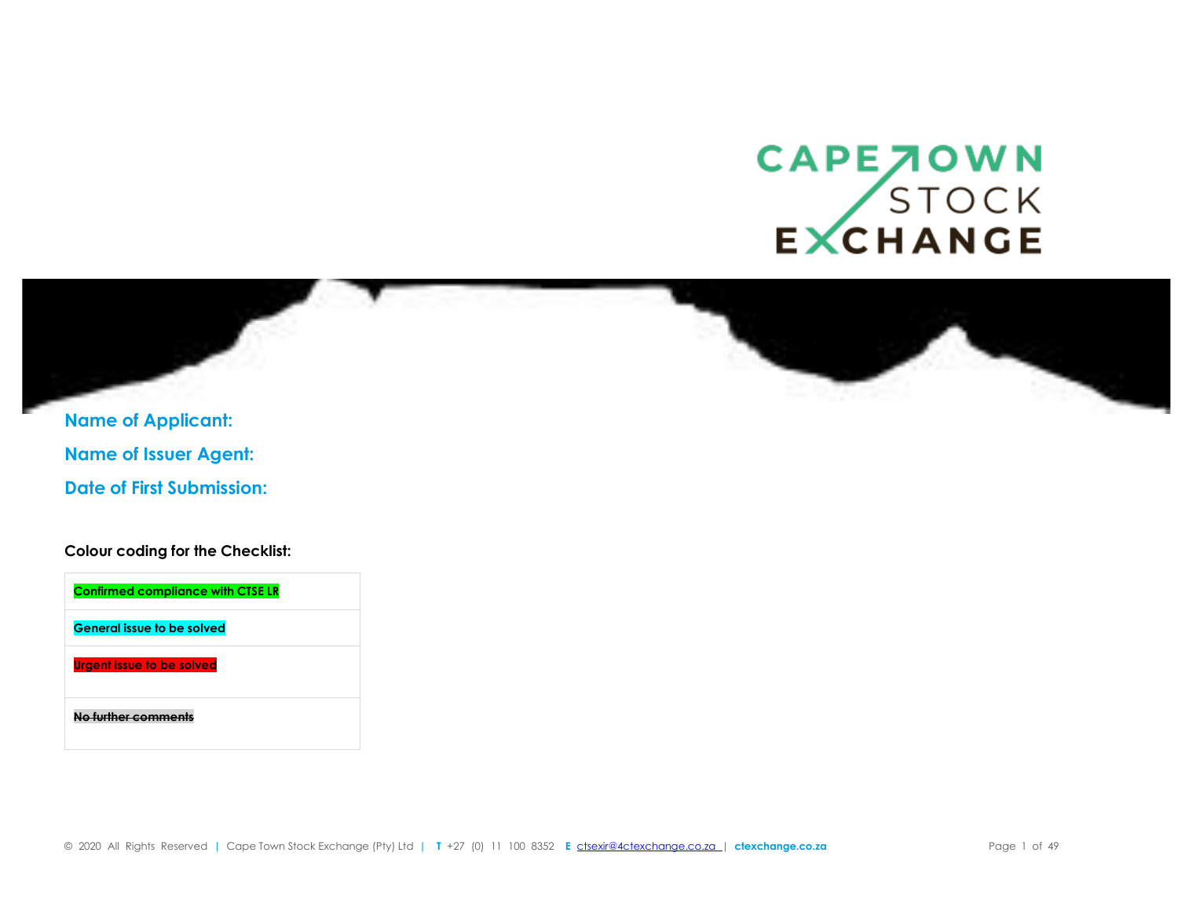**Name of Applicant:**

**Name of Issuer Agent:**

**Date of First Submission:**

**Colour coding for the Checklist:**

| |
|---|
| **Confirmed compliance with CTSE LR** |
| **General issue to be solved** |
| **Urgent issue to be solved** |
| ~~**No further comments**~~ |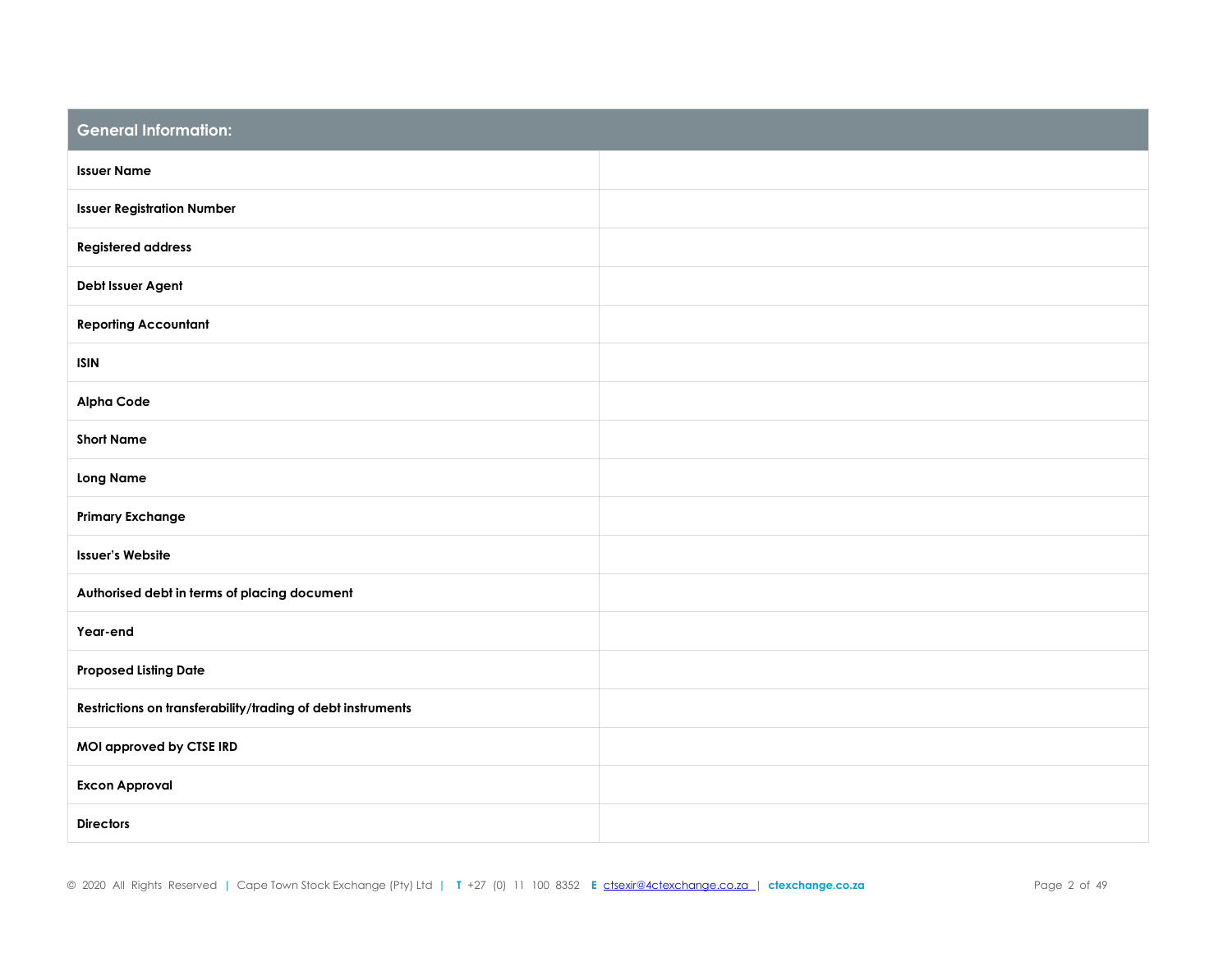| General Information: | |
|---|---|
| **Issuer Name** | |
| **Issuer Registration Number** | |
| **Registered address** | |
| **Debt Issuer Agent** | |
| **Reporting Accountant** | |
| **ISIN** | |
| **Alpha Code** | |
| **Short Name** | |
| **Long Name** | |
| **Primary Exchange** | |
| **Issuer's Website** | |
| **Authorised debt in terms of placing document** | |
| **Year-end** | |
| **Proposed Listing Date** | |
| **Restrictions on transferability/trading of debt instruments** | |
| **MOI approved by CTSE IRD** | |
| **Excon Approval** | |
| **Directors** | |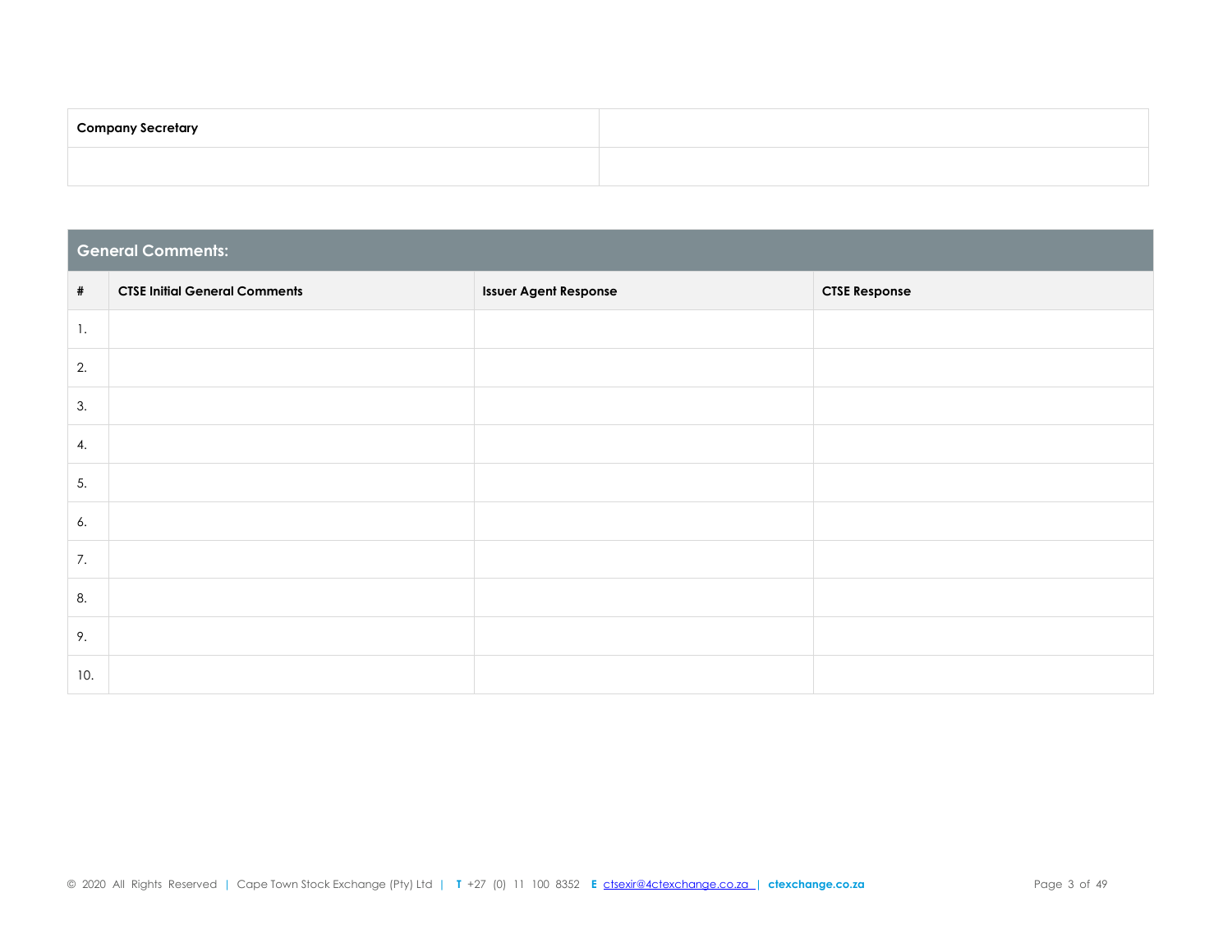| Company Secretary | |
|---|---|
| | |

## General Comments:

| # | CTSE Initial General Comments | Issuer Agent Response | CTSE Response |
|---|---|---|---|
| 1. | | | |
| 2. | | | |
| 3. | | | |
| 4. | | | |
| 5. | | | |
| 6. | | | |
| 7. | | | |
| 8. | | | |
| 9. | | | |
| 10. | | | |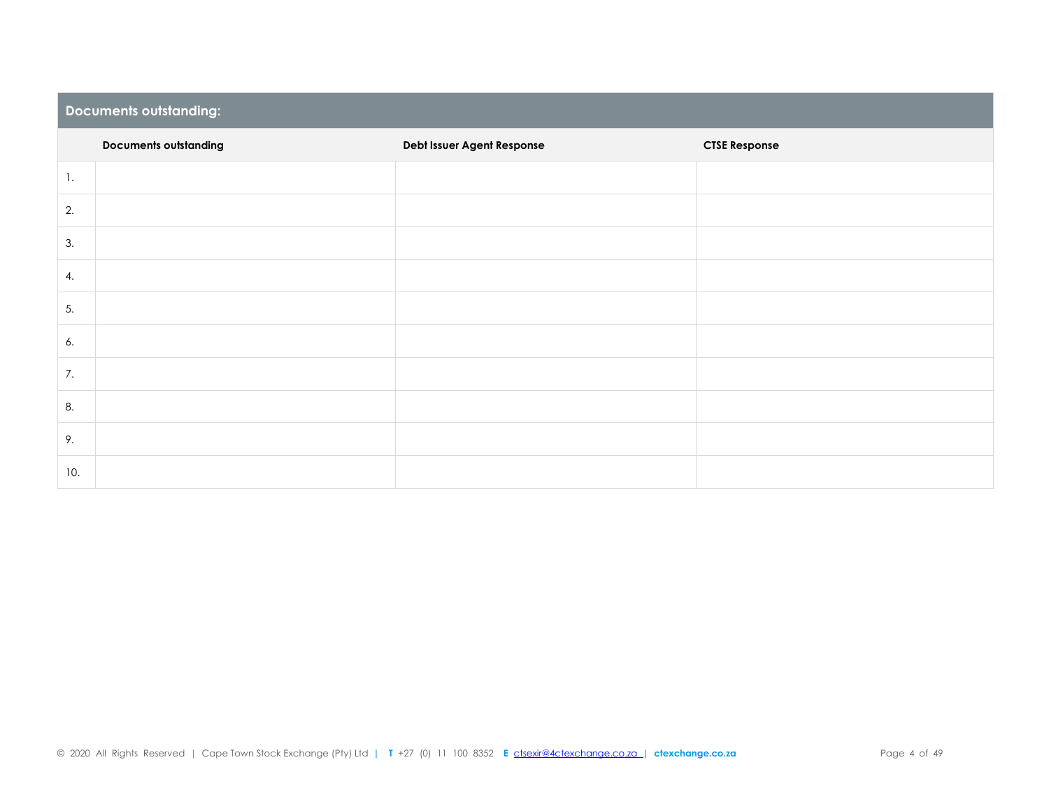## Documents outstanding:

| | Documents outstanding | Debt Issuer Agent Response | CTSE Response |
|---|---|---|---|
| 1. | | | |
| 2. | | | |
| 3. | | | |
| 4. | | | |
| 5. | | | |
| 6. | | | |
| 7. | | | |
| 8. | | | |
| 9. | | | |
| 10. | | | |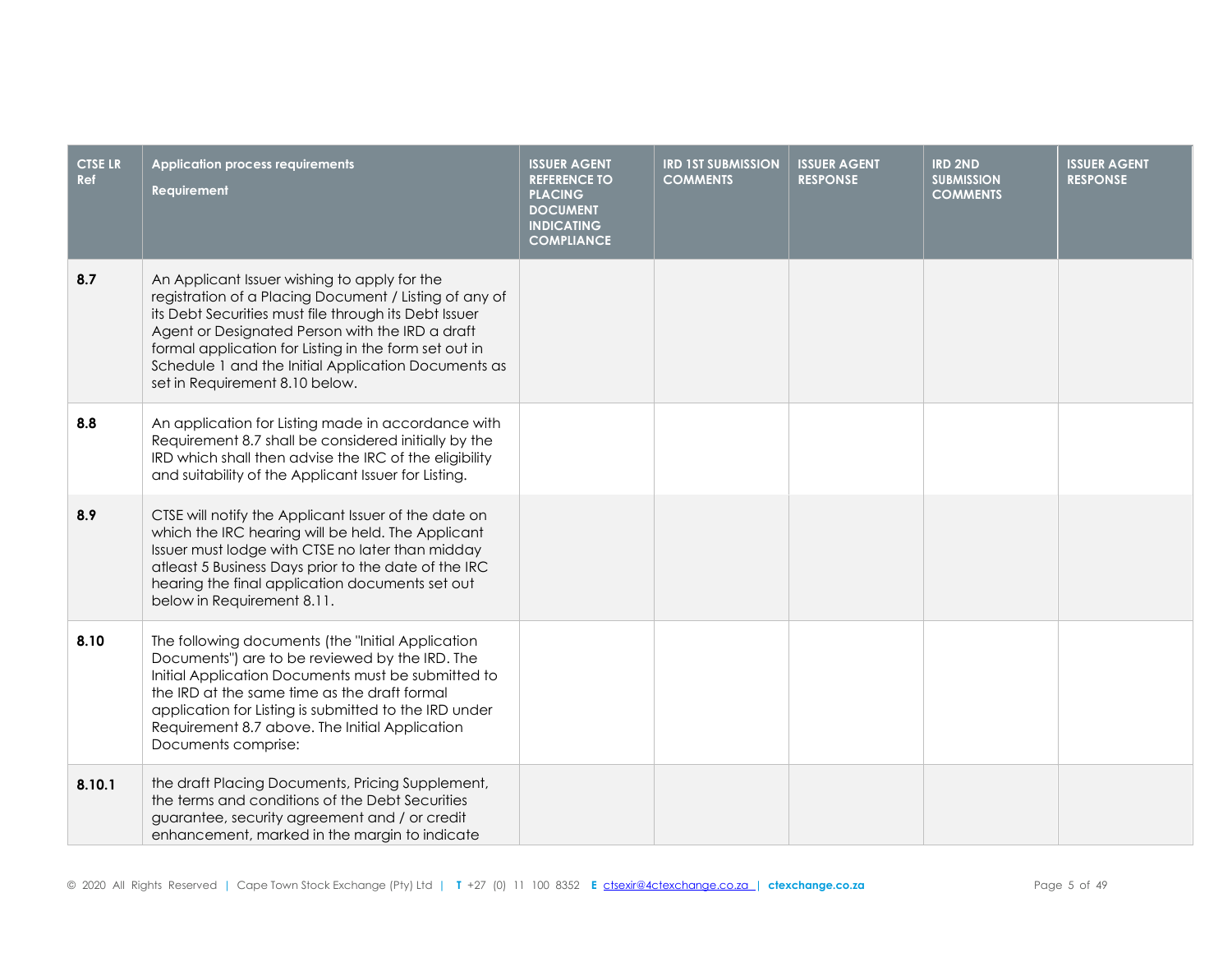| CTSE LR Ref | Application process requirements<br>Requirement | ISSUER AGENT REFERENCE TO PLACING DOCUMENT INDICATING COMPLIANCE | IRD 1ST SUBMISSION COMMENTS | ISSUER AGENT RESPONSE | IRD 2ND SUBMISSION COMMENTS | ISSUER AGENT RESPONSE |
|---|---|---|---|---|---|---|
| **8.7** | An Applicant Issuer wishing to apply for the registration of a Placing Document / Listing of any of its Debt Securities must file through its Debt Issuer Agent or Designated Person with the IRD a draft formal application for Listing in the form set out in Schedule 1 and the Initial Application Documents as set in Requirement 8.10 below. | | | | | |
| **8.8** | An application for Listing made in accordance with Requirement 8.7 shall be considered initially by the IRD which shall then advise the IRC of the eligibility and suitability of the Applicant Issuer for Listing. | | | | | |
| **8.9** | CTSE will notify the Applicant Issuer of the date on which the IRC hearing will be held. The Applicant Issuer must lodge with CTSE no later than midday atleast 5 Business Days prior to the date of the IRC hearing the final application documents set out below in Requirement 8.11. | | | | | |
| **8.10** | The following documents (the "Initial Application Documents") are to be reviewed by the IRD. The Initial Application Documents must be submitted to the IRD at the same time as the draft formal application for Listing is submitted to the IRD under Requirement 8.7 above. The Initial Application Documents comprise: | | | | | |
| **8.10.1** | the draft Placing Documents, Pricing Supplement, the terms and conditions of the Debt Securities guarantee, security agreement and / or credit enhancement, marked in the margin to indicate | | | | | |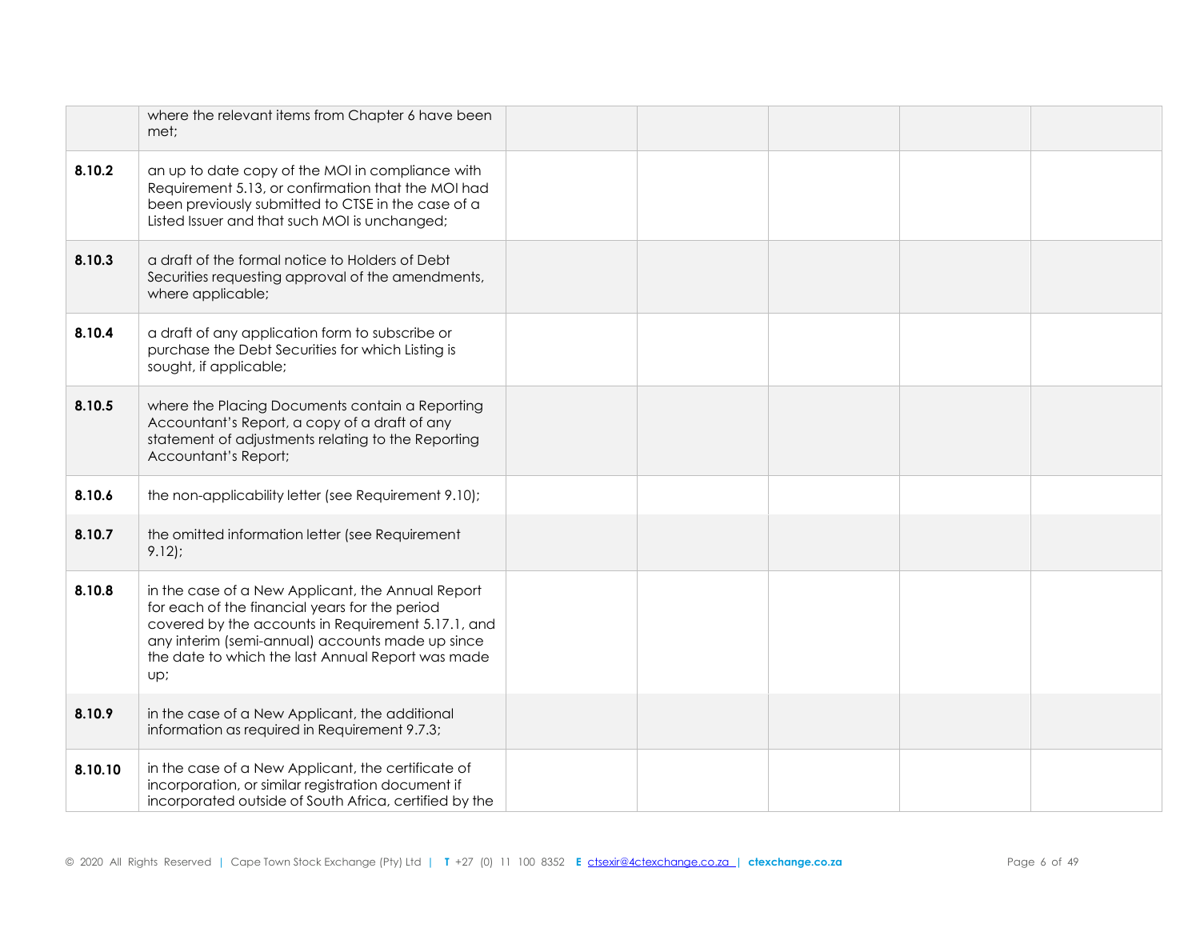|  |  |  |  |  |  |  |
|---|---|---|---|---|---|---|
|  | where the relevant items from Chapter 6 have been met; |  |  |  |  |  |
| **8.10.2** | an up to date copy of the MOI in compliance with Requirement 5.13, or confirmation that the MOI had been previously submitted to CTSE in the case of a Listed Issuer and that such MOI is unchanged; |  |  |  |  |  |
| **8.10.3** | a draft of the formal notice to Holders of Debt Securities requesting approval of the amendments, where applicable; |  |  |  |  |  |
| **8.10.4** | a draft of any application form to subscribe or purchase the Debt Securities for which Listing is sought, if applicable; |  |  |  |  |  |
| **8.10.5** | where the Placing Documents contain a Reporting Accountant's Report, a copy of a draft of any statement of adjustments relating to the Reporting Accountant's Report; |  |  |  |  |  |
| **8.10.6** | the non-applicability letter (see Requirement 9.10); |  |  |  |  |  |
| **8.10.7** | the omitted information letter (see Requirement 9.12); |  |  |  |  |  |
| **8.10.8** | in the case of a New Applicant, the Annual Report for each of the financial years for the period covered by the accounts in Requirement 5.17.1, and any interim (semi-annual) accounts made up since the date to which the last Annual Report was made up; |  |  |  |  |  |
| **8.10.9** | in the case of a New Applicant, the additional information as required in Requirement 9.7.3; |  |  |  |  |  |
| **8.10.10** | in the case of a New Applicant, the certificate of incorporation, or similar registration document if incorporated outside of South Africa, certified by the |  |  |  |  |  |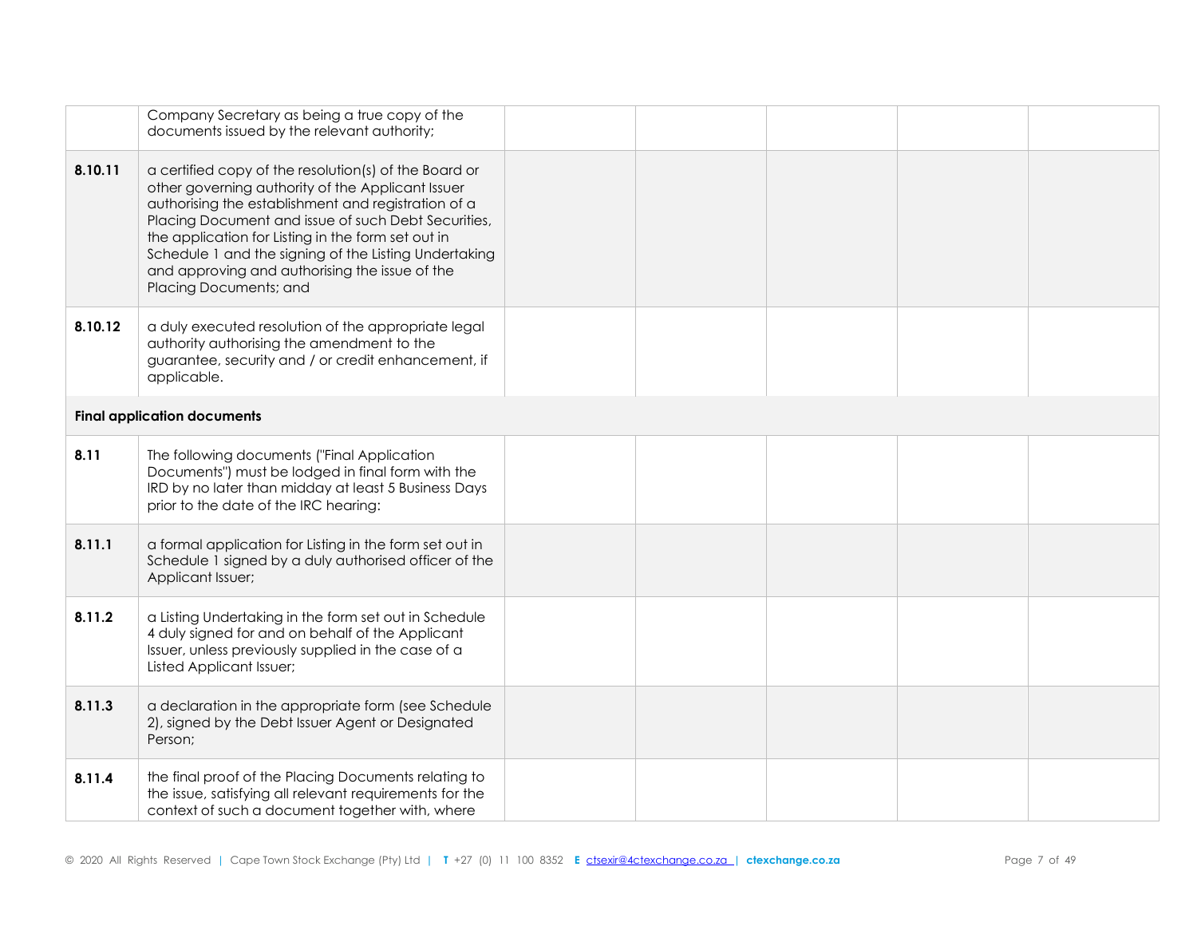| | | | | | | |
|---|---|---|---|---|---|---|
| | Company Secretary as being a true copy of the documents issued by the relevant authority; | | | | | |
| **8.10.11** | a certified copy of the resolution(s) of the Board or other governing authority of the Applicant Issuer authorising the establishment and registration of a Placing Document and issue of such Debt Securities, the application for Listing in the form set out in Schedule 1 and the signing of the Listing Undertaking and approving and authorising the issue of the Placing Documents; and | | | | | |
| **8.10.12** | a duly executed resolution of the appropriate legal authority authorising the amendment to the guarantee, security and / or credit enhancement, if applicable. | | | | | |
| **Final application documents** | | | | | | |
| **8.11** | The following documents ("Final Application Documents") must be lodged in final form with the IRD by no later than midday at least 5 Business Days prior to the date of the IRC hearing: | | | | | |
| **8.11.1** | a formal application for Listing in the form set out in Schedule 1 signed by a duly authorised officer of the Applicant Issuer; | | | | | |
| **8.11.2** | a Listing Undertaking in the form set out in Schedule 4 duly signed for and on behalf of the Applicant Issuer, unless previously supplied in the case of a Listed Applicant Issuer; | | | | | |
| **8.11.3** | a declaration in the appropriate form (see Schedule 2), signed by the Debt Issuer Agent or Designated Person; | | | | | |
| **8.11.4** | the final proof of the Placing Documents relating to the issue, satisfying all relevant requirements for the context of such a document together with, where | | | | | |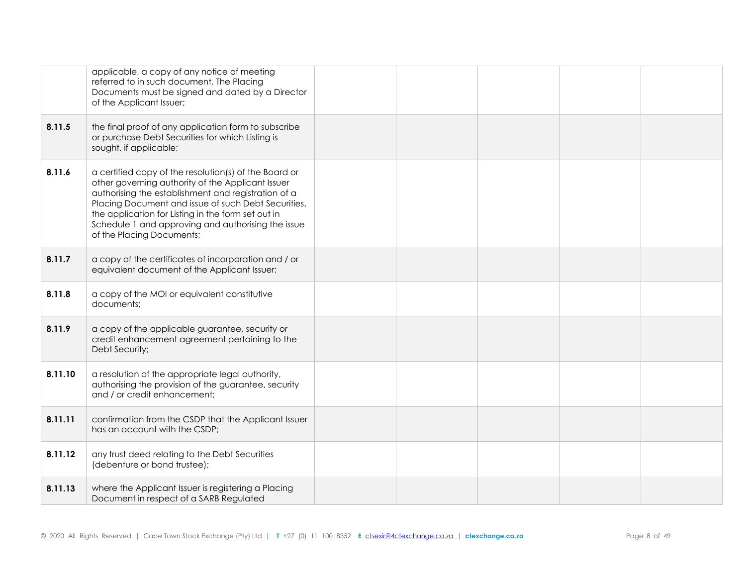| | | | | | | |
|---|---|---|---|---|---|---|
| | applicable, a copy of any notice of meeting referred to in such document. The Placing Documents must be signed and dated by a Director of the Applicant Issuer; | | | | | |
| **8.11.5** | the final proof of any application form to subscribe or purchase Debt Securities for which Listing is sought, if applicable; | | | | | |
| **8.11.6** | a certified copy of the resolution(s) of the Board or other governing authority of the Applicant Issuer authorising the establishment and registration of a Placing Document and issue of such Debt Securities, the application for Listing in the form set out in Schedule 1 and approving and authorising the issue of the Placing Documents; | | | | | |
| **8.11.7** | a copy of the certificates of incorporation and / or equivalent document of the Applicant Issuer; | | | | | |
| **8.11.8** | a copy of the MOI or equivalent constitutive documents; | | | | | |
| **8.11.9** | a copy of the applicable guarantee, security or credit enhancement agreement pertaining to the Debt Security; | | | | | |
| **8.11.10** | a resolution of the appropriate legal authority, authorising the provision of the guarantee, security and / or credit enhancement; | | | | | |
| **8.11.11** | confirmation from the CSDP that the Applicant Issuer has an account with the CSDP; | | | | | |
| **8.11.12** | any trust deed relating to the Debt Securities (debenture or bond trustee); | | | | | |
| **8.11.13** | where the Applicant Issuer is registering a Placing Document in respect of a SARB Regulated | | | | | |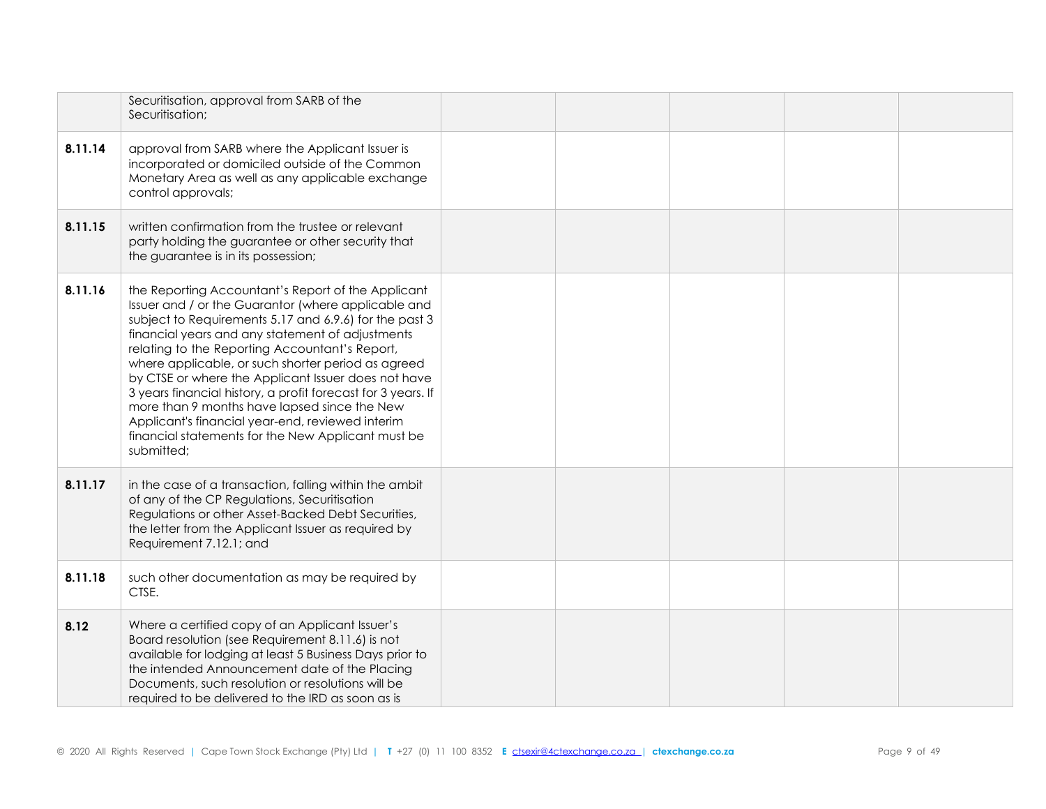| | | | | | | |
|---|---|---|---|---|---|---|
| | Securitisation, approval from SARB of the Securitisation; | | | | | |
| **8.11.14** | approval from SARB where the Applicant Issuer is incorporated or domiciled outside of the Common Monetary Area as well as any applicable exchange control approvals; | | | | | |
| **8.11.15** | written confirmation from the trustee or relevant party holding the guarantee or other security that the guarantee is in its possession; | | | | | |
| **8.11.16** | the Reporting Accountant's Report of the Applicant Issuer and / or the Guarantor (where applicable and subject to Requirements 5.17 and 6.9.6) for the past 3 financial years and any statement of adjustments relating to the Reporting Accountant's Report, where applicable, or such shorter period as agreed by CTSE or where the Applicant Issuer does not have 3 years financial history, a profit forecast for 3 years. If more than 9 months have lapsed since the New Applicant's financial year-end, reviewed interim financial statements for the New Applicant must be submitted; | | | | | |
| **8.11.17** | in the case of a transaction, falling within the ambit of any of the CP Regulations, Securitisation Regulations or other Asset-Backed Debt Securities, the letter from the Applicant Issuer as required by Requirement 7.12.1; and | | | | | |
| **8.11.18** | such other documentation as may be required by CTSE. | | | | | |
| **8.12** | Where a certified copy of an Applicant Issuer's Board resolution (see Requirement 8.11.6) is not available for lodging at least 5 Business Days prior to the intended Announcement date of the Placing Documents, such resolution or resolutions will be required to be delivered to the IRD as soon as is | | | | | |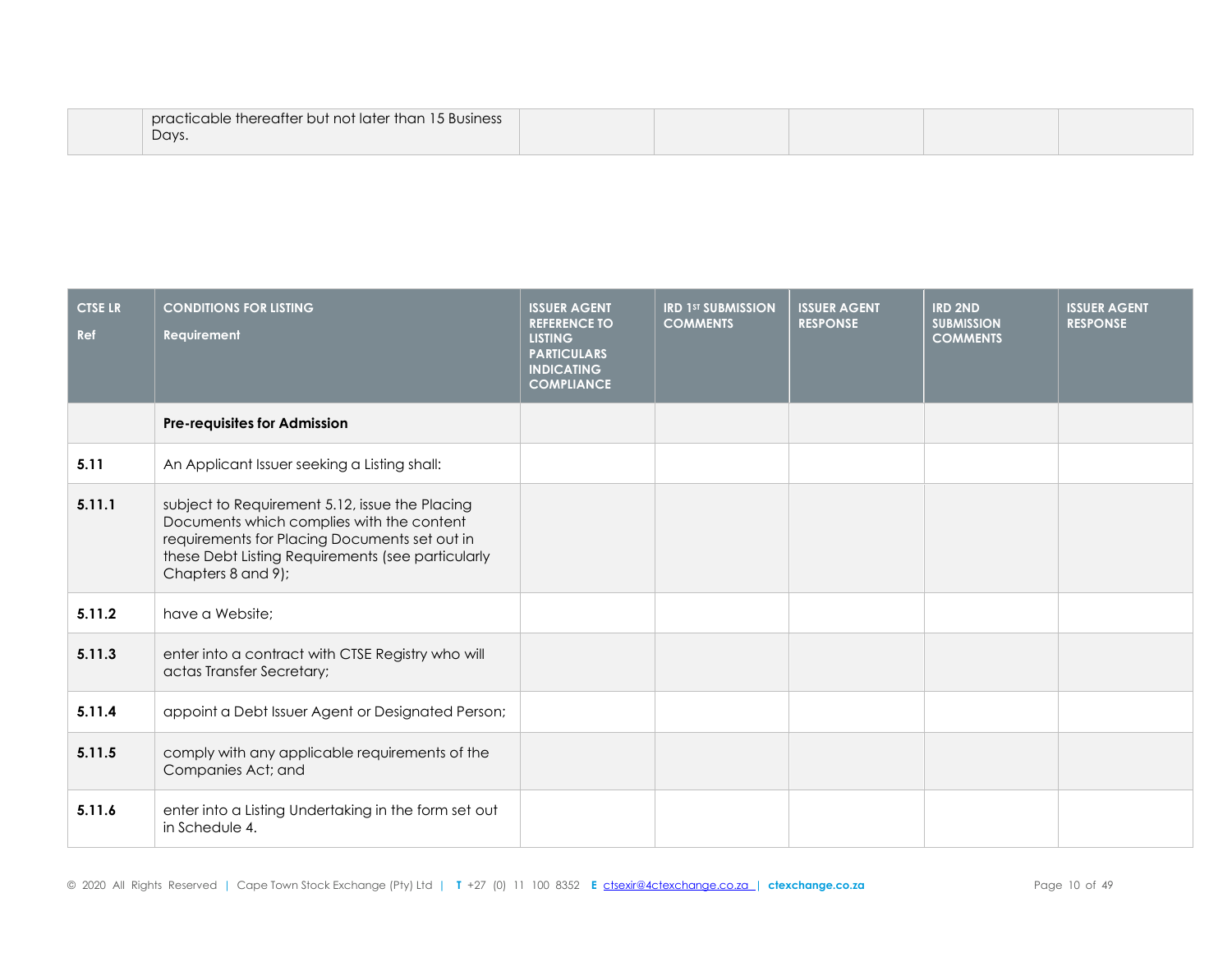| | practicable thereafter but not later than 15 Business Days. | | | | | |
|---|---|---|---|---|---|---|

| CTSE LR Ref | CONDITIONS FOR LISTING Requirement | ISSUER AGENT REFERENCE TO LISTING PARTICULARS INDICATING COMPLIANCE | IRD 1ST SUBMISSION COMMENTS | ISSUER AGENT RESPONSE | IRD 2ND SUBMISSION COMMENTS | ISSUER AGENT RESPONSE |
|---|---|---|---|---|---|---|
| | **Pre-requisites for Admission** | | | | | |
| **5.11** | An Applicant Issuer seeking a Listing shall: | | | | | |
| **5.11.1** | subject to Requirement 5.12, issue the Placing Documents which complies with the content requirements for Placing Documents set out in these Debt Listing Requirements (see particularly Chapters 8 and 9); | | | | | |
| **5.11.2** | have a Website; | | | | | |
| **5.11.3** | enter into a contract with CTSE Registry who will actas Transfer Secretary; | | | | | |
| **5.11.4** | appoint a Debt Issuer Agent or Designated Person; | | | | | |
| **5.11.5** | comply with any applicable requirements of the Companies Act; and | | | | | |
| **5.11.6** | enter into a Listing Undertaking in the form set out in Schedule 4. | | | | | |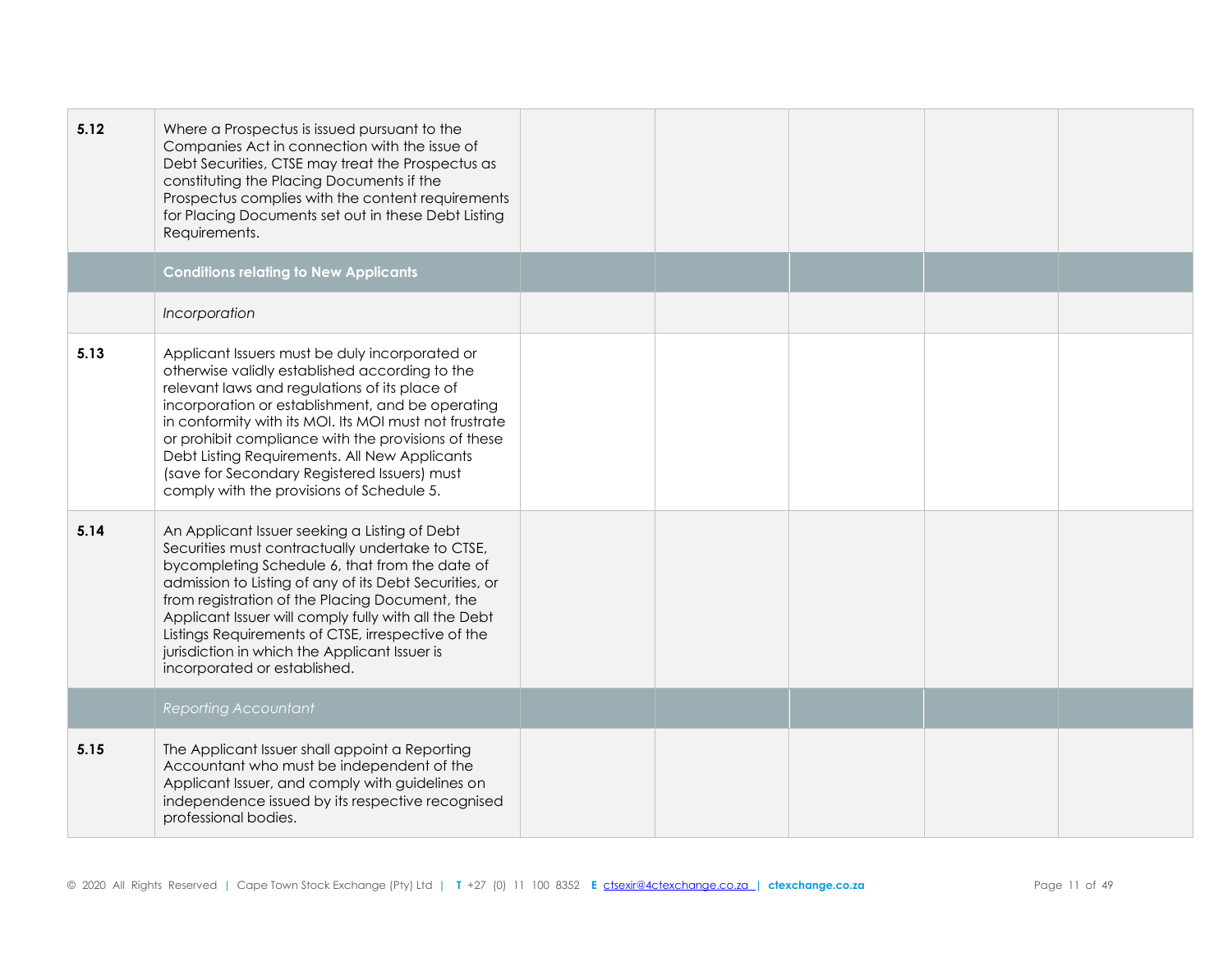| | | | | | | |
|---|---|---|---|---|---|---|
| **5.12** | Where a Prospectus is issued pursuant to the Companies Act in connection with the issue of Debt Securities, CTSE may treat the Prospectus as constituting the Placing Documents if the Prospectus complies with the content requirements for Placing Documents set out in these Debt Listing Requirements. | | | | | |
| | **Conditions relating to New Applicants** | | | | | |
| | *Incorporation* | | | | | |
| **5.13** | Applicant Issuers must be duly incorporated or otherwise validly established according to the relevant laws and regulations of its place of incorporation or establishment, and be operating in conformity with its MOI. Its MOI must not frustrate or prohibit compliance with the provisions of these Debt Listing Requirements. All New Applicants (save for Secondary Registered Issuers) must comply with the provisions of Schedule 5. | | | | | |
| **5.14** | An Applicant Issuer seeking a Listing of Debt Securities must contractually undertake to CTSE, bycompleting Schedule 6, that from the date of admission to Listing of any of its Debt Securities, or from registration of the Placing Document, the Applicant Issuer will comply fully with all the Debt Listings Requirements of CTSE, irrespective of the jurisdiction in which the Applicant Issuer is incorporated or established. | | | | | |
| | *Reporting Accountant* | | | | | |
| **5.15** | The Applicant Issuer shall appoint a Reporting Accountant who must be independent of the Applicant Issuer, and comply with guidelines on independence issued by its respective recognised professional bodies. | | | | | |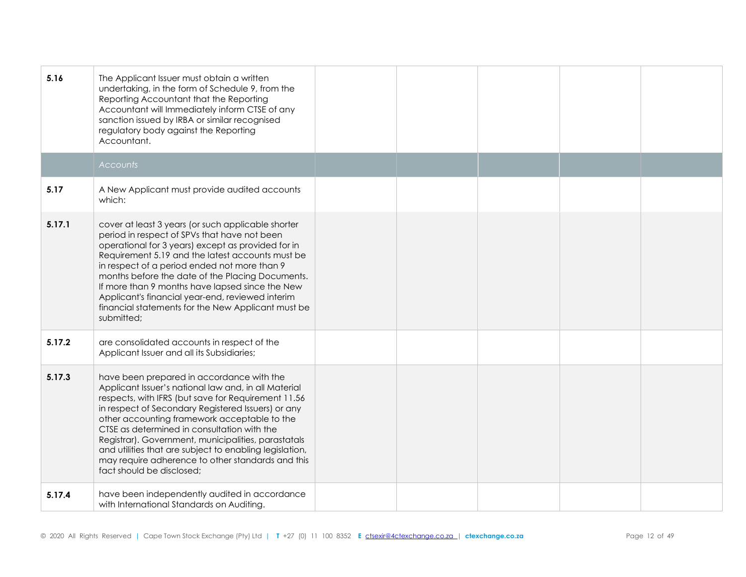| | | | | | | |
|---|---|---|---|---|---|---|
| **5.16** | The Applicant Issuer must obtain a written undertaking, in the form of Schedule 9, from the Reporting Accountant that the Reporting Accountant will Immediately inform CTSE of any sanction issued by IRBA or similar recognised regulatory body against the Reporting Accountant. | | | | | |
| | *Accounts* | | | | | |
| **5.17** | A New Applicant must provide audited accounts which: | | | | | |
| **5.17.1** | cover at least 3 years (or such applicable shorter period in respect of SPVs that have not been operational for 3 years) except as provided for in Requirement 5.19 and the latest accounts must be in respect of a period ended not more than 9 months before the date of the Placing Documents. If more than 9 months have lapsed since the New Applicant's financial year-end, reviewed interim financial statements for the New Applicant must be submitted; | | | | | |
| **5.17.2** | are consolidated accounts in respect of the Applicant Issuer and all its Subsidiaries; | | | | | |
| **5.17.3** | have been prepared in accordance with the Applicant Issuer's national law and, in all Material respects, with IFRS (but save for Requirement 11.56 in respect of Secondary Registered Issuers) or any other accounting framework acceptable to the CTSE as determined in consultation with the Registrar). Government, municipalities, parastatals and utilities that are subject to enabling legislation, may require adherence to other standards and this fact should be disclosed; | | | | | |
| **5.17.4** | have been independently audited in accordance with International Standards on Auditing. | | | | | |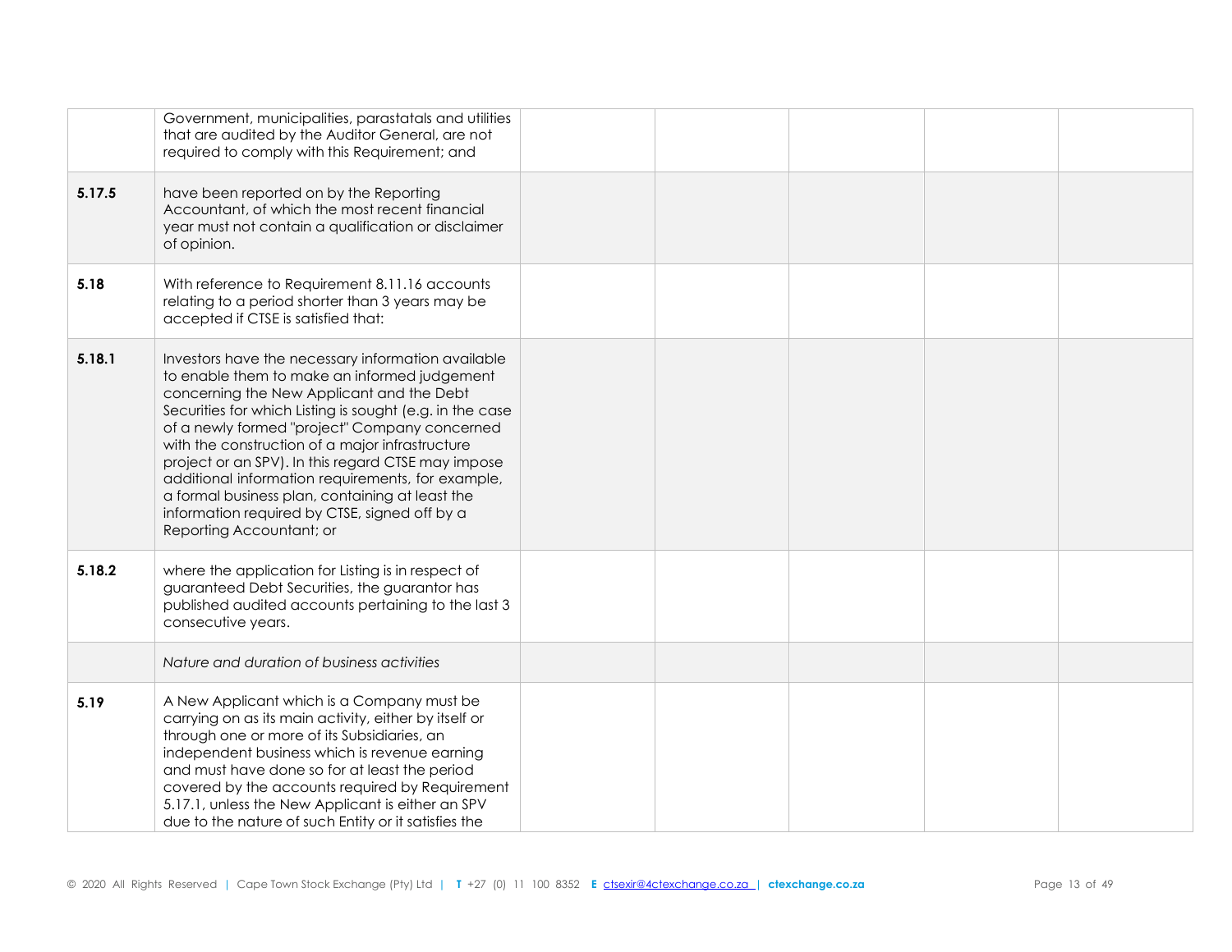| | | | | | | |
|---|---|---|---|---|---|---|
| | Government, municipalities, parastatals and utilities that are audited by the Auditor General, are not required to comply with this Requirement; and | | | | | |
| **5.17.5** | have been reported on by the Reporting Accountant, of which the most recent financial year must not contain a qualification or disclaimer of opinion. | | | | | |
| **5.18** | With reference to Requirement 8.11.16 accounts relating to a period shorter than 3 years may be accepted if CTSE is satisfied that: | | | | | |
| **5.18.1** | Investors have the necessary information available to enable them to make an informed judgement concerning the New Applicant and the Debt Securities for which Listing is sought (e.g. in the case of a newly formed "project" Company concerned with the construction of a major infrastructure project or an SPV). In this regard CTSE may impose additional information requirements, for example, a formal business plan, containing at least the information required by CTSE, signed off by a Reporting Accountant; or | | | | | |
| **5.18.2** | where the application for Listing is in respect of guaranteed Debt Securities, the guarantor has published audited accounts pertaining to the last 3 consecutive years. | | | | | |
| | *Nature and duration of business activities* | | | | | |
| **5.19** | A New Applicant which is a Company must be carrying on as its main activity, either by itself or through one or more of its Subsidiaries, an independent business which is revenue earning and must have done so for at least the period covered by the accounts required by Requirement 5.17.1, unless the New Applicant is either an SPV due to the nature of such Entity or it satisfies the | | | | | |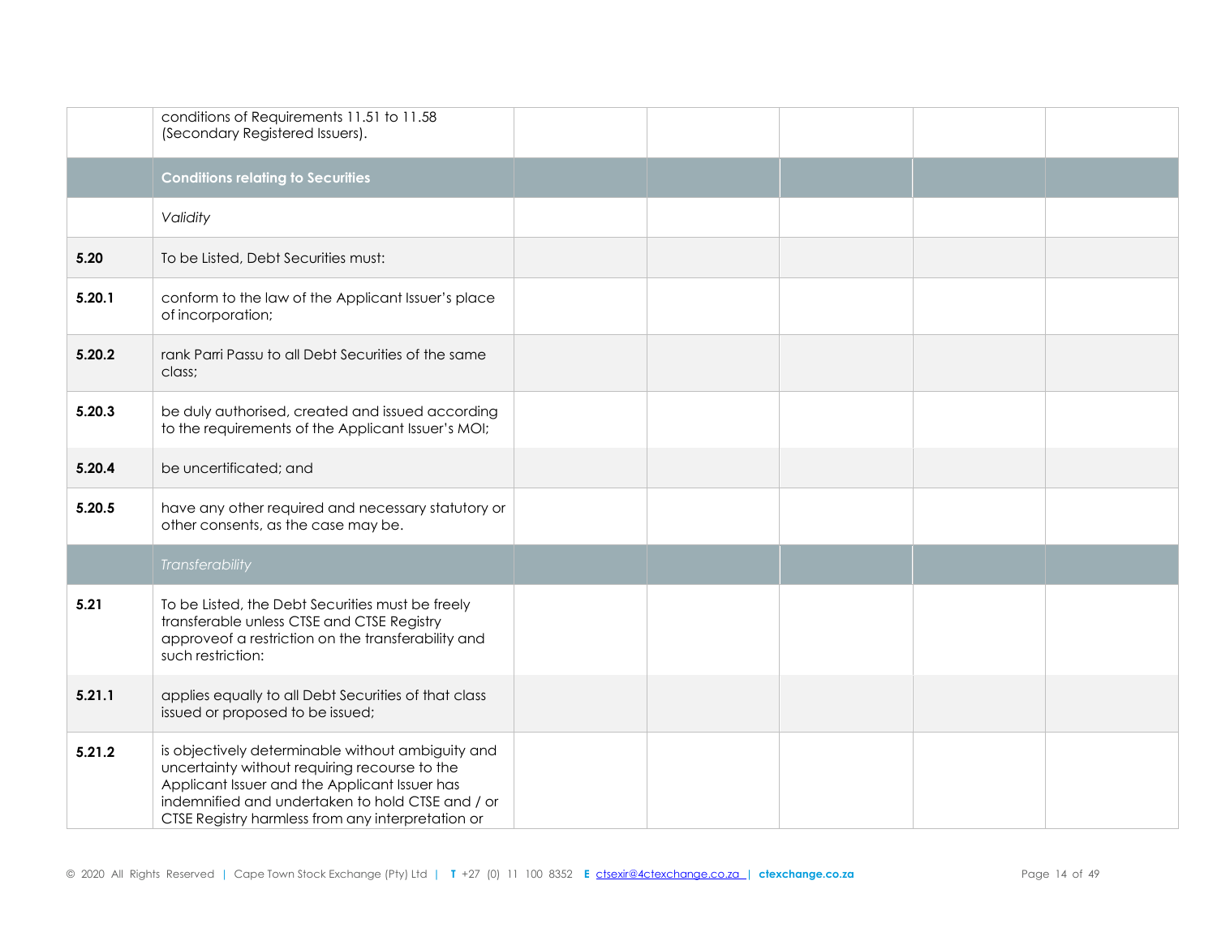| | | | | | | |
|---|---|---|---|---|---|---|
| | conditions of Requirements 11.51 to 11.58 (Secondary Registered Issuers). | | | | | |
| | **Conditions relating to Securities** | | | | | |
| | *Validity* | | | | | |
| **5.20** | To be Listed, Debt Securities must: | | | | | |
| **5.20.1** | conform to the law of the Applicant Issuer's place of incorporation; | | | | | |
| **5.20.2** | rank Parri Passu to all Debt Securities of the same class; | | | | | |
| **5.20.3** | be duly authorised, created and issued according to the requirements of the Applicant Issuer's MOI; | | | | | |
| **5.20.4** | be uncertificated; and | | | | | |
| **5.20.5** | have any other required and necessary statutory or other consents, as the case may be. | | | | | |
| | *Transferability* | | | | | |
| **5.21** | To be Listed, the Debt Securities must be freely transferable unless CTSE and CTSE Registry approveof a restriction on the transferability and such restriction: | | | | | |
| **5.21.1** | applies equally to all Debt Securities of that class issued or proposed to be issued; | | | | | |
| **5.21.2** | is objectively determinable without ambiguity and uncertainty without requiring recourse to the Applicant Issuer and the Applicant Issuer has indemnified and undertaken to hold CTSE and / or CTSE Registry harmless from any interpretation or | | | | | |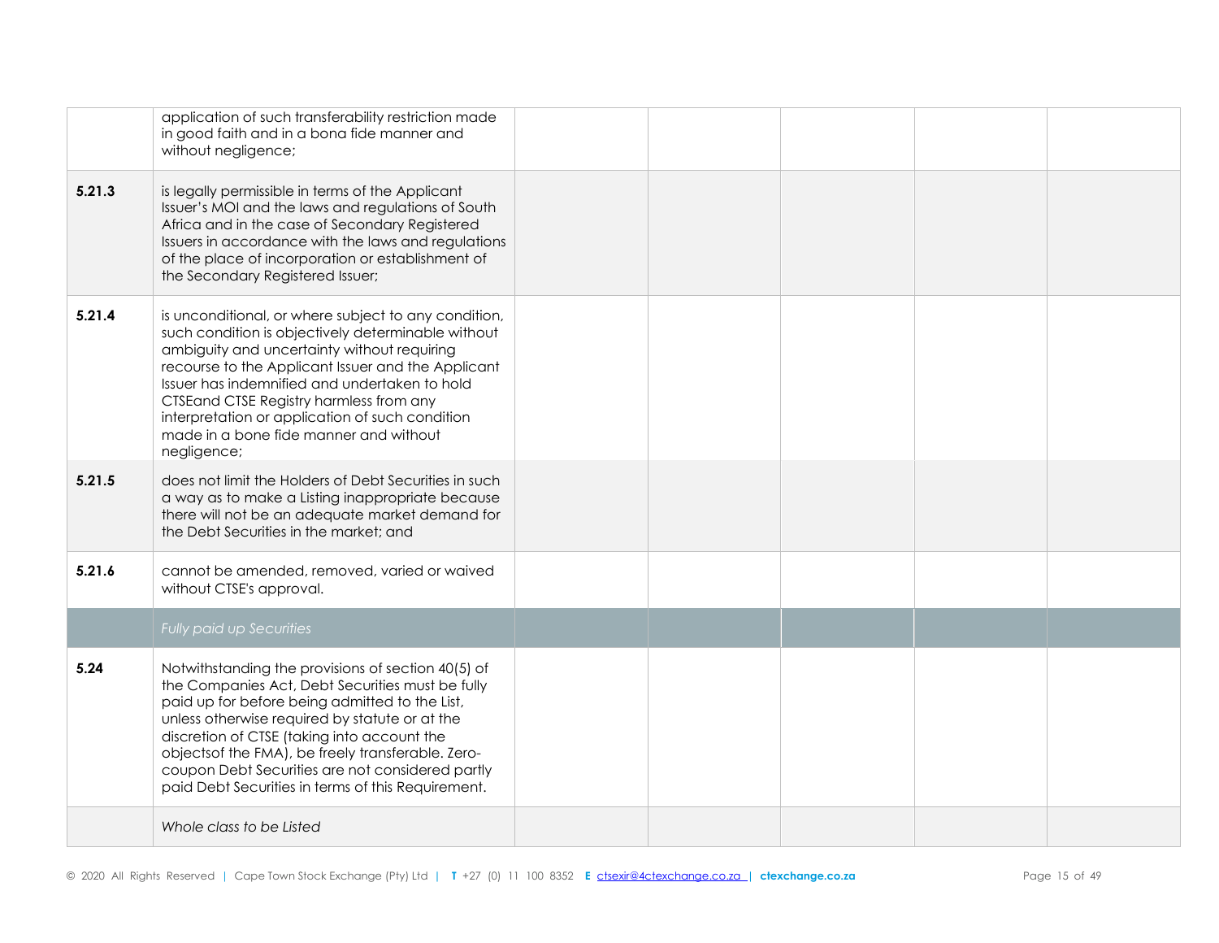| | | | | | | |
|---|---|---|---|---|---|---|
| | application of such transferability restriction made in good faith and in a bona fide manner and without negligence; | | | | | |
| **5.21.3** | is legally permissible in terms of the Applicant Issuer's MOI and the laws and regulations of South Africa and in the case of Secondary Registered Issuers in accordance with the laws and regulations of the place of incorporation or establishment of the Secondary Registered Issuer; | | | | | |
| **5.21.4** | is unconditional, or where subject to any condition, such condition is objectively determinable without ambiguity and uncertainty without requiring recourse to the Applicant Issuer and the Applicant Issuer has indemnified and undertaken to hold CTSEand CTSE Registry harmless from any interpretation or application of such condition made in a bone fide manner and without negligence; | | | | | |
| **5.21.5** | does not limit the Holders of Debt Securities in such a way as to make a Listing inappropriate because there will not be an adequate market demand for the Debt Securities in the market; and | | | | | |
| **5.21.6** | cannot be amended, removed, varied or waived without CTSE's approval. | | | | | |
| | *Fully paid up Securities* | | | | | |
| **5.24** | Notwithstanding the provisions of section 40(5) of the Companies Act, Debt Securities must be fully paid up for before being admitted to the List, unless otherwise required by statute or at the discretion of CTSE (taking into account the objectsof the FMA), be freely transferable. Zero-coupon Debt Securities are not considered partly paid Debt Securities in terms of this Requirement. | | | | | |
| | *Whole class to be Listed* | | | | | |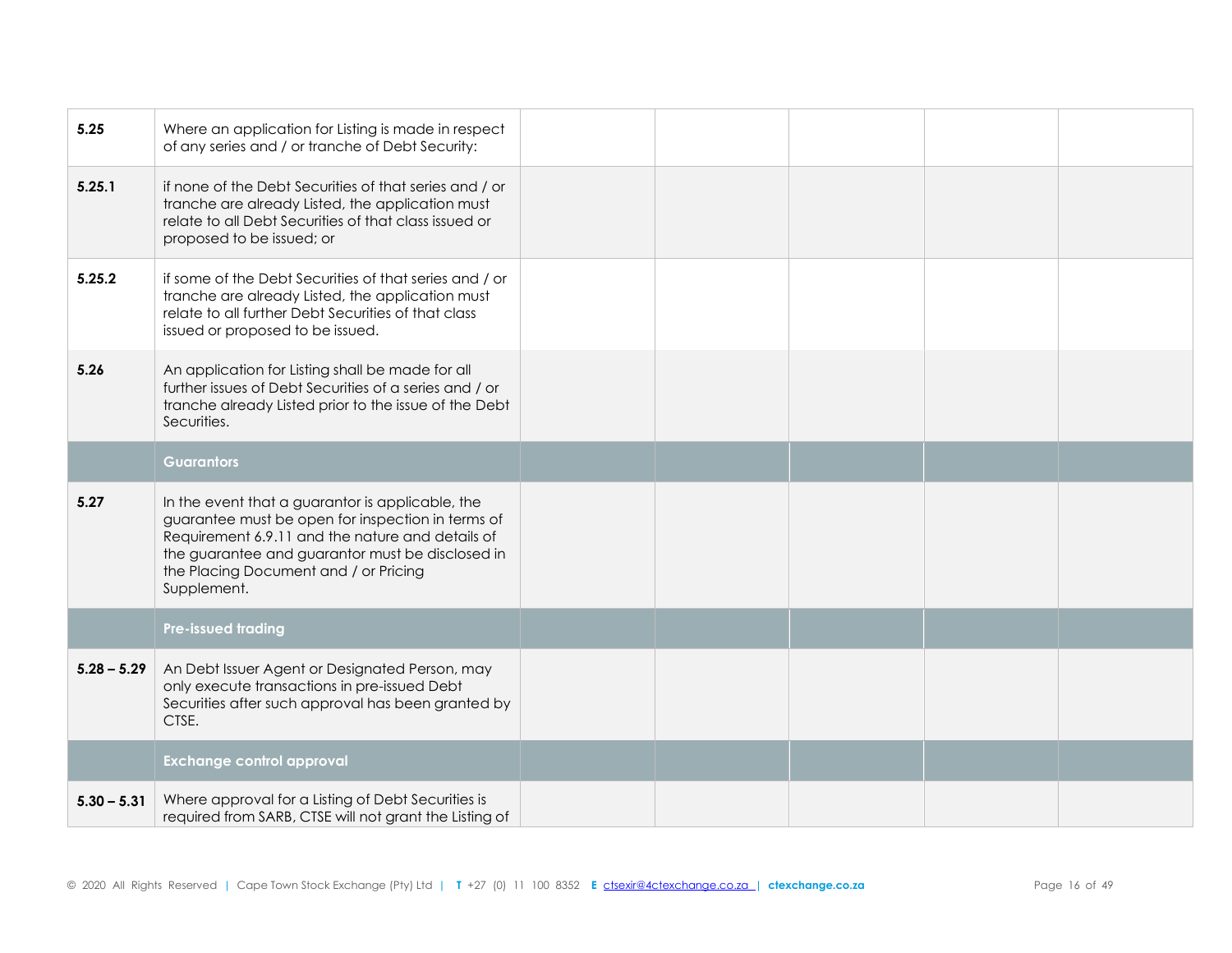| | | | | | | |
|---|---|---|---|---|---|---|
| **5.25** | Where an application for Listing is made in respect of any series and / or tranche of Debt Security: | | | | | |
| **5.25.1** | if none of the Debt Securities of that series and / or tranche are already Listed, the application must relate to all Debt Securities of that class issued or proposed to be issued; or | | | | | |
| **5.25.2** | if some of the Debt Securities of that series and / or tranche are already Listed, the application must relate to all further Debt Securities of that class issued or proposed to be issued. | | | | | |
| **5.26** | An application for Listing shall be made for all further issues of Debt Securities of a series and / or tranche already Listed prior to the issue of the Debt Securities. | | | | | |
| | **Guarantors** | | | | | |
| **5.27** | In the event that a guarantor is applicable, the guarantee must be open for inspection in terms of Requirement 6.9.11 and the nature and details of the guarantee and guarantor must be disclosed in the Placing Document and / or Pricing Supplement. | | | | | |
| | **Pre-issued trading** | | | | | |
| **5.28 – 5.29** | An Debt Issuer Agent or Designated Person, may only execute transactions in pre-issued Debt Securities after such approval has been granted by CTSE. | | | | | |
| | **Exchange control approval** | | | | | |
| **5.30 – 5.31** | Where approval for a Listing of Debt Securities is required from SARB, CTSE will not grant the Listing of | | | | | |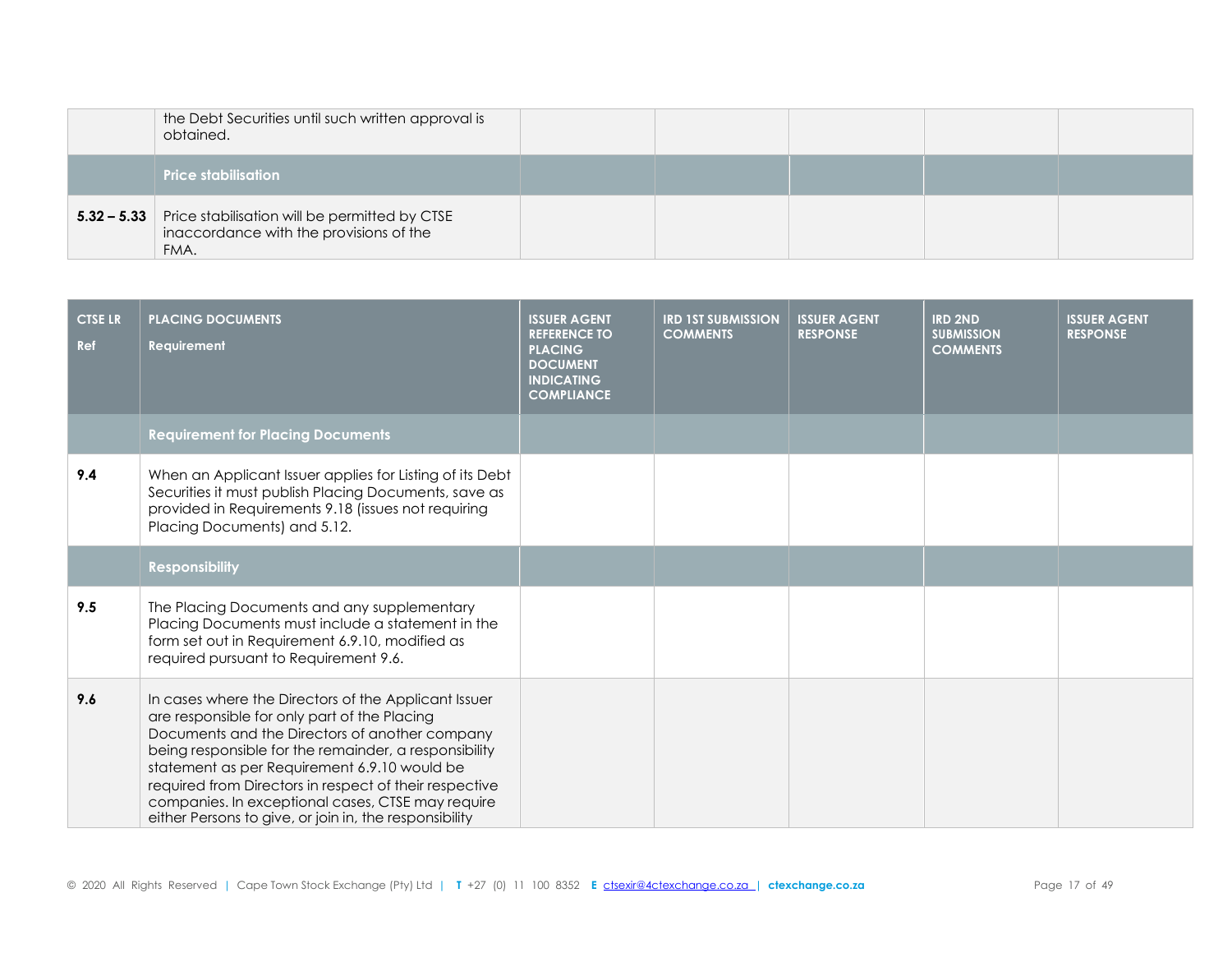| | | | | | | |
|---|---|---|---|---|---|---|
| | the Debt Securities until such written approval is obtained. | | | | | |
| | **Price stabilisation** | | | | | |
| **5.32 – 5.33** | Price stabilisation will be permitted by CTSE inaccordance with the provisions of the FMA. | | | | | |

| CTSE LR Ref | PLACING DOCUMENTS Requirement | ISSUER AGENT REFERENCE TO PLACING DOCUMENT INDICATING COMPLIANCE | IRD 1ST SUBMISSION COMMENTS | ISSUER AGENT RESPONSE | IRD 2ND SUBMISSION COMMENTS | ISSUER AGENT RESPONSE |
|---|---|---|---|---|---|---|
| | **Requirement for Placing Documents** | | | | | |
| **9.4** | When an Applicant Issuer applies for Listing of its Debt Securities it must publish Placing Documents, save as provided in Requirements 9.18 (issues not requiring Placing Documents) and 5.12. | | | | | |
| | **Responsibility** | | | | | |
| **9.5** | The Placing Documents and any supplementary Placing Documents must include a statement in the form set out in Requirement 6.9.10, modified as required pursuant to Requirement 9.6. | | | | | |
| **9.6** | In cases where the Directors of the Applicant Issuer are responsible for only part of the Placing Documents and the Directors of another company being responsible for the remainder, a responsibility statement as per Requirement 6.9.10 would be required from Directors in respect of their respective companies. In exceptional cases, CTSE may require either Persons to give, or join in, the responsibility | | | | | |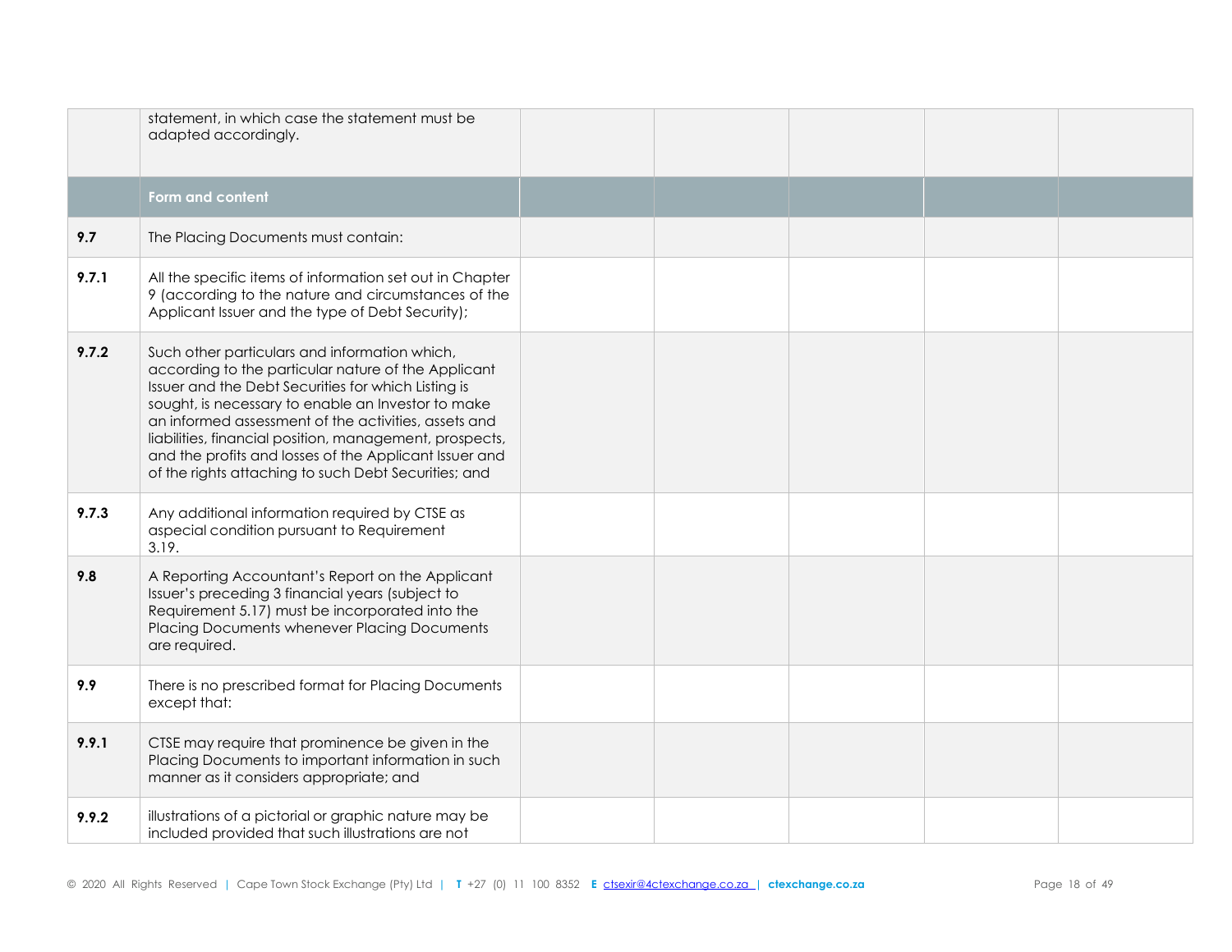| | | | | | | |
|---|---|---|---|---|---|---|
| | statement, in which case the statement must be adapted accordingly. | | | | | |
| | **Form and content** | | | | | |
| **9.7** | The Placing Documents must contain: | | | | | |
| **9.7.1** | All the specific items of information set out in Chapter 9 (according to the nature and circumstances of the Applicant Issuer and the type of Debt Security); | | | | | |
| **9.7.2** | Such other particulars and information which, according to the particular nature of the Applicant Issuer and the Debt Securities for which Listing is sought, is necessary to enable an Investor to make an informed assessment of the activities, assets and liabilities, financial position, management, prospects, and the profits and losses of the Applicant Issuer and of the rights attaching to such Debt Securities; and | | | | | |
| **9.7.3** | Any additional information required by CTSE as aspecial condition pursuant to Requirement 3.19. | | | | | |
| **9.8** | A Reporting Accountant's Report on the Applicant Issuer's preceding 3 financial years (subject to Requirement 5.17) must be incorporated into the Placing Documents whenever Placing Documents are required. | | | | | |
| **9.9** | There is no prescribed format for Placing Documents except that: | | | | | |
| **9.9.1** | CTSE may require that prominence be given in the Placing Documents to important information in such manner as it considers appropriate; and | | | | | |
| **9.9.2** | illustrations of a pictorial or graphic nature may be included provided that such illustrations are not | | | | | |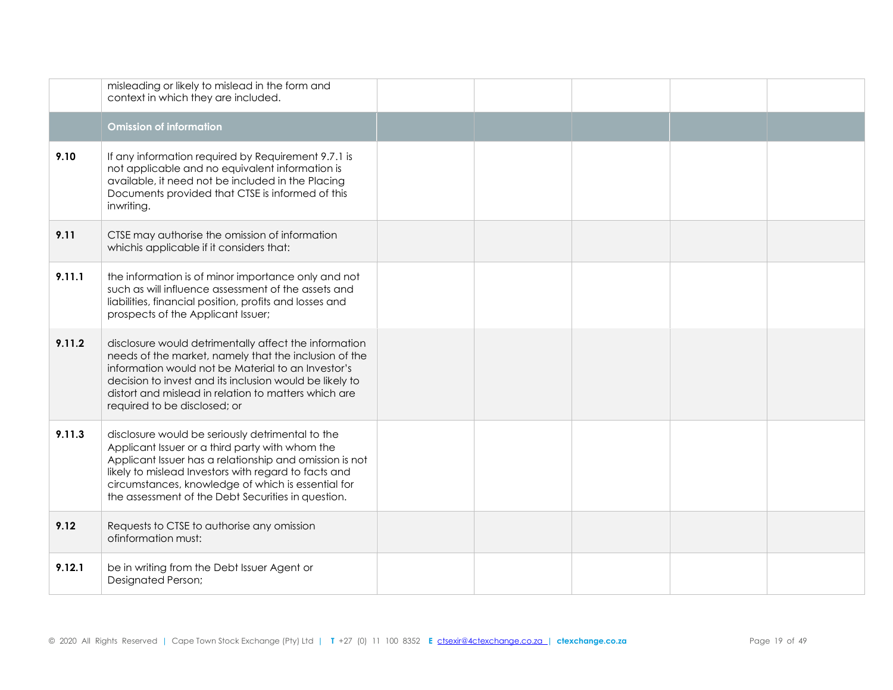| | | | | | | |
|---|---|---|---|---|---|---|
| | misleading or likely to mislead in the form and context in which they are included. | | | | | |
| | **Omission of information** | | | | | |
| **9.10** | If any information required by Requirement 9.7.1 is not applicable and no equivalent information is available, it need not be included in the Placing Documents provided that CTSE is informed of this inwriting. | | | | | |
| **9.11** | CTSE may authorise the omission of information whichis applicable if it considers that: | | | | | |
| **9.11.1** | the information is of minor importance only and not such as will influence assessment of the assets and liabilities, financial position, profits and losses and prospects of the Applicant Issuer; | | | | | |
| **9.11.2** | disclosure would detrimentally affect the information needs of the market, namely that the inclusion of the information would not be Material to an Investor's decision to invest and its inclusion would be likely to distort and mislead in relation to matters which are required to be disclosed; or | | | | | |
| **9.11.3** | disclosure would be seriously detrimental to the Applicant Issuer or a third party with whom the Applicant Issuer has a relationship and omission is not likely to mislead Investors with regard to facts and circumstances, knowledge of which is essential for the assessment of the Debt Securities in question. | | | | | |
| **9.12** | Requests to CTSE to authorise any omission ofinformation must: | | | | | |
| **9.12.1** | be in writing from the Debt Issuer Agent or Designated Person; | | | | | |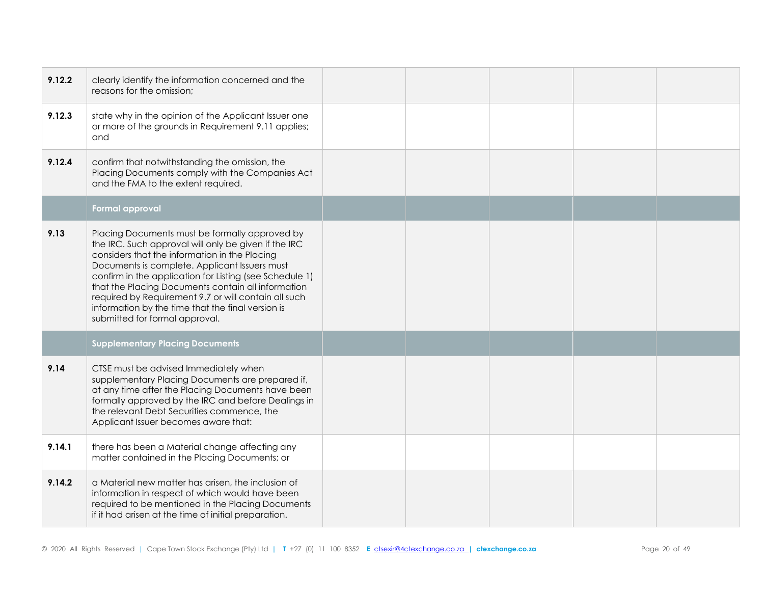| | | | | | | |
|---|---|---|---|---|---|---|
| **9.12.2** | clearly identify the information concerned and the reasons for the omission; | | | | | |
| **9.12.3** | state why in the opinion of the Applicant Issuer one or more of the grounds in Requirement 9.11 applies; and | | | | | |
| **9.12.4** | confirm that notwithstanding the omission, the Placing Documents comply with the Companies Act and the FMA to the extent required. | | | | | |
| | **Formal approval** | | | | | |
| **9.13** | Placing Documents must be formally approved by the IRC. Such approval will only be given if the IRC considers that the information in the Placing Documents is complete. Applicant Issuers must confirm in the application for Listing (see Schedule 1) that the Placing Documents contain all information required by Requirement 9.7 or will contain all such information by the time that the final version is submitted for formal approval. | | | | | |
| | **Supplementary Placing Documents** | | | | | |
| **9.14** | CTSE must be advised Immediately when supplementary Placing Documents are prepared if, at any time after the Placing Documents have been formally approved by the IRC and before Dealings in the relevant Debt Securities commence, the Applicant Issuer becomes aware that: | | | | | |
| **9.14.1** | there has been a Material change affecting any matter contained in the Placing Documents; or | | | | | |
| **9.14.2** | a Material new matter has arisen, the inclusion of information in respect of which would have been required to be mentioned in the Placing Documents if it had arisen at the time of initial preparation. | | | | | |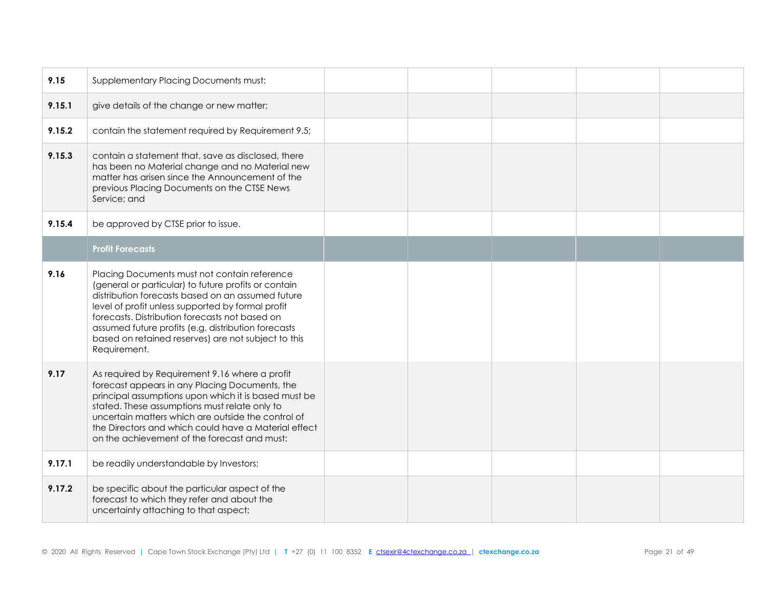| | | | | | | |
|---|---|---|---|---|---|---|
| **9.15** | Supplementary Placing Documents must: | | | | | |
| **9.15.1** | give details of the change or new matter; | | | | | |
| **9.15.2** | contain the statement required by Requirement 9.5; | | | | | |
| **9.15.3** | contain a statement that, save as disclosed, there has been no Material change and no Material new matter has arisen since the Announcement of the previous Placing Documents on the CTSE News Service; and | | | | | |
| **9.15.4** | be approved by CTSE prior to issue. | | | | | |
| | **Profit Forecasts** | | | | | |
| **9.16** | Placing Documents must not contain reference (general or particular) to future profits or contain distribution forecasts based on an assumed future level of profit unless supported by formal profit forecasts. Distribution forecasts not based on assumed future profits (e.g. distribution forecasts based on retained reserves) are not subject to this Requirement. | | | | | |
| **9.17** | As required by Requirement 9.16 where a profit forecast appears in any Placing Documents, the principal assumptions upon which it is based must be stated. These assumptions must relate only to uncertain matters which are outside the control of the Directors and which could have a Material effect on the achievement of the forecast and must: | | | | | |
| **9.17.1** | be readily understandable by Investors; | | | | | |
| **9.17.2** | be specific about the particular aspect of the forecast to which they refer and about the uncertainty attaching to that aspect; | | | | | |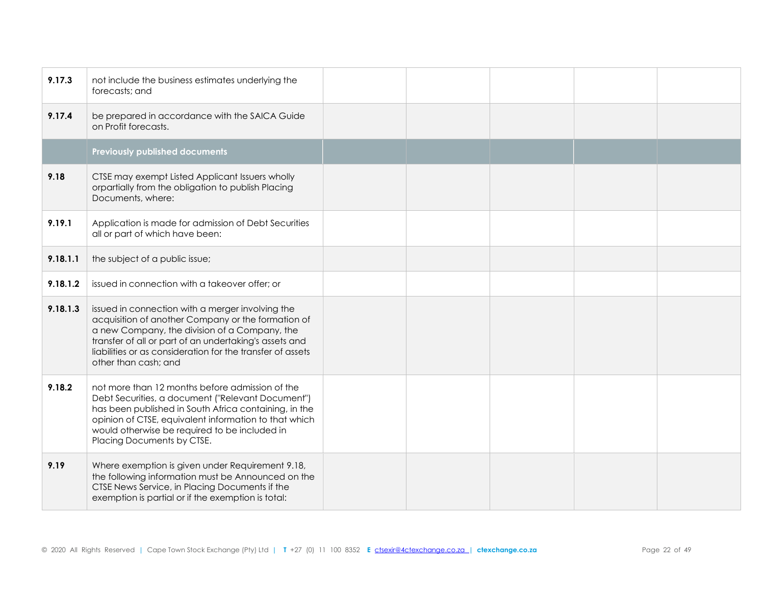| | | | | | | |
|---|---|---|---|---|---|---|
| **9.17.3** | not include the business estimates underlying the forecasts; and | | | | | |
| **9.17.4** | be prepared in accordance with the SAICA Guide on Profit forecasts. | | | | | |
| | **Previously published documents** | | | | | |
| **9.18** | CTSE may exempt Listed Applicant Issuers wholly orpartially from the obligation to publish Placing Documents, where: | | | | | |
| **9.19.1** | Application is made for admission of Debt Securities all or part of which have been: | | | | | |
| **9.18.1.1** | the subject of a public issue; | | | | | |
| **9.18.1.2** | issued in connection with a takeover offer; or | | | | | |
| **9.18.1.3** | issued in connection with a merger involving the acquisition of another Company or the formation of a new Company, the division of a Company, the transfer of all or part of an undertaking's assets and liabilities or as consideration for the transfer of assets other than cash; and | | | | | |
| **9.18.2** | not more than 12 months before admission of the Debt Securities, a document ("Relevant Document") has been published in South Africa containing, in the opinion of CTSE, equivalent information to that which would otherwise be required to be included in Placing Documents by CTSE. | | | | | |
| **9.19** | Where exemption is given under Requirement 9.18, the following information must be Announced on the CTSE News Service, in Placing Documents if the exemption is partial or if the exemption is total: | | | | | |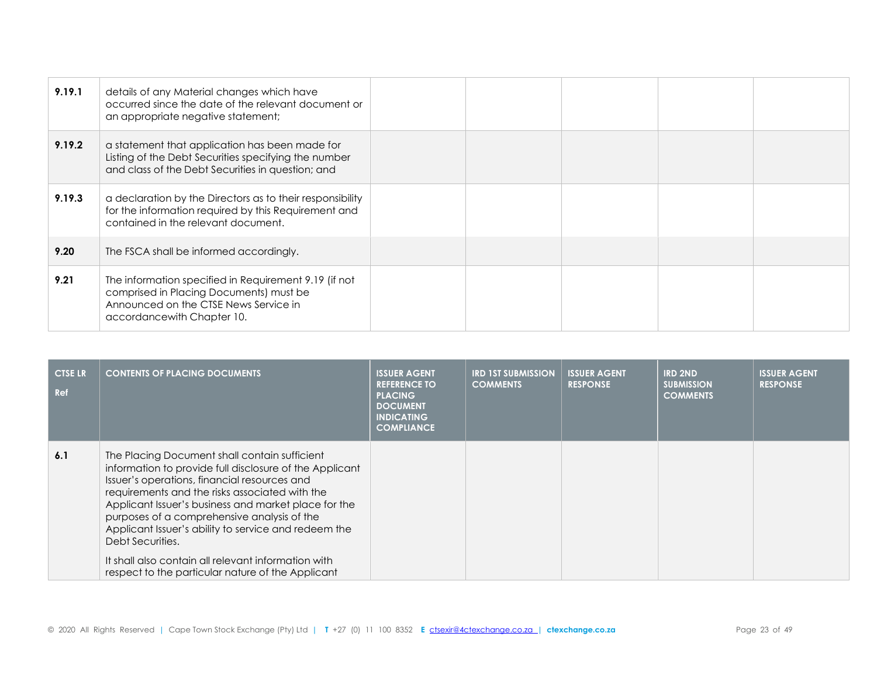| | | | | | | |
|---|---|---|---|---|---|---|
| **9.19.1** | details of any Material changes which have occurred since the date of the relevant document or an appropriate negative statement; | | | | | |
| **9.19.2** | a statement that application has been made for Listing of the Debt Securities specifying the number and class of the Debt Securities in question; and | | | | | |
| **9.19.3** | a declaration by the Directors as to their responsibility for the information required by this Requirement and contained in the relevant document. | | | | | |
| **9.20** | The FSCA shall be informed accordingly. | | | | | |
| **9.21** | The information specified in Requirement 9.19 (if not comprised in Placing Documents) must be Announced on the CTSE News Service in accordancewith Chapter 10. | | | | | |

| CTSE LR Ref | CONTENTS OF PLACING DOCUMENTS | ISSUER AGENT REFERENCE TO PLACING DOCUMENT INDICATING COMPLIANCE | IRD 1ST SUBMISSION COMMENTS | ISSUER AGENT RESPONSE | IRD 2ND SUBMISSION COMMENTS | ISSUER AGENT RESPONSE |
|---|---|---|---|---|---|---|
| **6.1** | The Placing Document shall contain sufficient information to provide full disclosure of the Applicant Issuer's operations, financial resources and requirements and the risks associated with the Applicant Issuer's business and market place for the purposes of a comprehensive analysis of the Applicant Issuer's ability to service and redeem the Debt Securities.<br><br>It shall also contain all relevant information with respect to the particular nature of the Applicant | | | | | |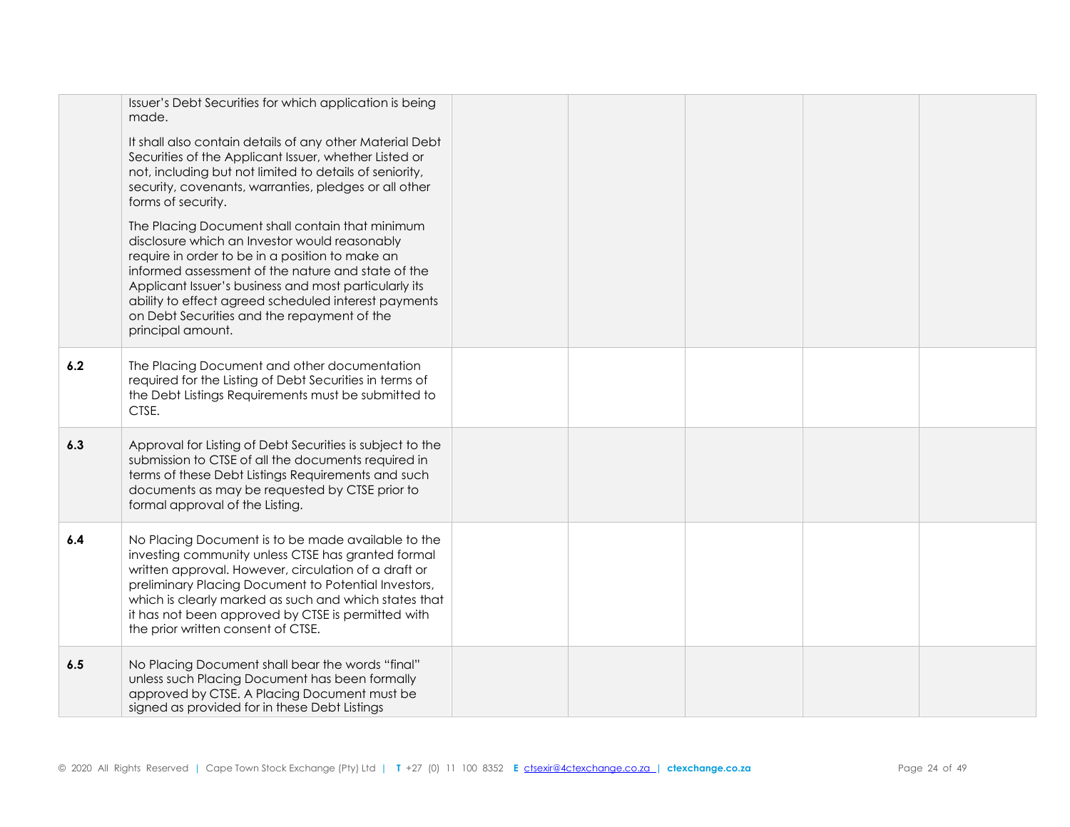| | | | | | | |
|---|---|---|---|---|---|---|
| | Issuer's Debt Securities for which application is being made.<br><br>It shall also contain details of any other Material Debt Securities of the Applicant Issuer, whether Listed or not, including but not limited to details of seniority, security, covenants, warranties, pledges or all other forms of security.<br><br>The Placing Document shall contain that minimum disclosure which an Investor would reasonably require in order to be in a position to make an informed assessment of the nature and state of the Applicant Issuer's business and most particularly its ability to effect agreed scheduled interest payments on Debt Securities and the repayment of the principal amount. | | | | | |
| **6.2** | The Placing Document and other documentation required for the Listing of Debt Securities in terms of the Debt Listings Requirements must be submitted to CTSE. | | | | | |
| **6.3** | Approval for Listing of Debt Securities is subject to the submission to CTSE of all the documents required in terms of these Debt Listings Requirements and such documents as may be requested by CTSE prior to formal approval of the Listing. | | | | | |
| **6.4** | No Placing Document is to be made available to the investing community unless CTSE has granted formal written approval. However, circulation of a draft or preliminary Placing Document to Potential Investors, which is clearly marked as such and which states that it has not been approved by CTSE is permitted with the prior written consent of CTSE. | | | | | |
| **6.5** | No Placing Document shall bear the words "final" unless such Placing Document has been formally approved by CTSE. A Placing Document must be signed as provided for in these Debt Listings | | | | | |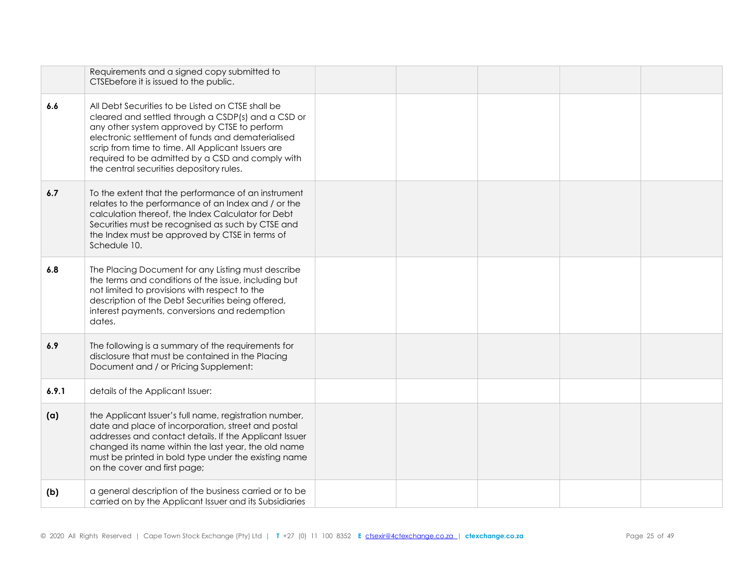| | | | | | | |
|---|---|---|---|---|---|---|
| | Requirements and a signed copy submitted to CTSEbefore it is issued to the public. | | | | | |
| **6.6** | All Debt Securities to be Listed on CTSE shall be cleared and settled through a CSDP(s) and a CSD or any other system approved by CTSE to perform electronic settlement of funds and dematerialised scrip from time to time. All Applicant Issuers are required to be admitted by a CSD and comply with the central securities depository rules. | | | | | |
| **6.7** | To the extent that the performance of an instrument relates to the performance of an Index and / or the calculation thereof, the Index Calculator for Debt Securities must be recognised as such by CTSE and the Index must be approved by CTSE in terms of Schedule 10. | | | | | |
| **6.8** | The Placing Document for any Listing must describe the terms and conditions of the issue, including but not limited to provisions with respect to the description of the Debt Securities being offered, interest payments, conversions and redemption dates. | | | | | |
| **6.9** | The following is a summary of the requirements for disclosure that must be contained in the Placing Document and / or Pricing Supplement: | | | | | |
| **6.9.1** | details of the Applicant Issuer: | | | | | |
| **(a)** | the Applicant Issuer's full name, registration number, date and place of incorporation, street and postal addresses and contact details. If the Applicant Issuer changed its name within the last year, the old name must be printed in bold type under the existing name on the cover and first page; | | | | | |
| **(b)** | a general description of the business carried or to be carried on by the Applicant Issuer and its Subsidiaries | | | | | |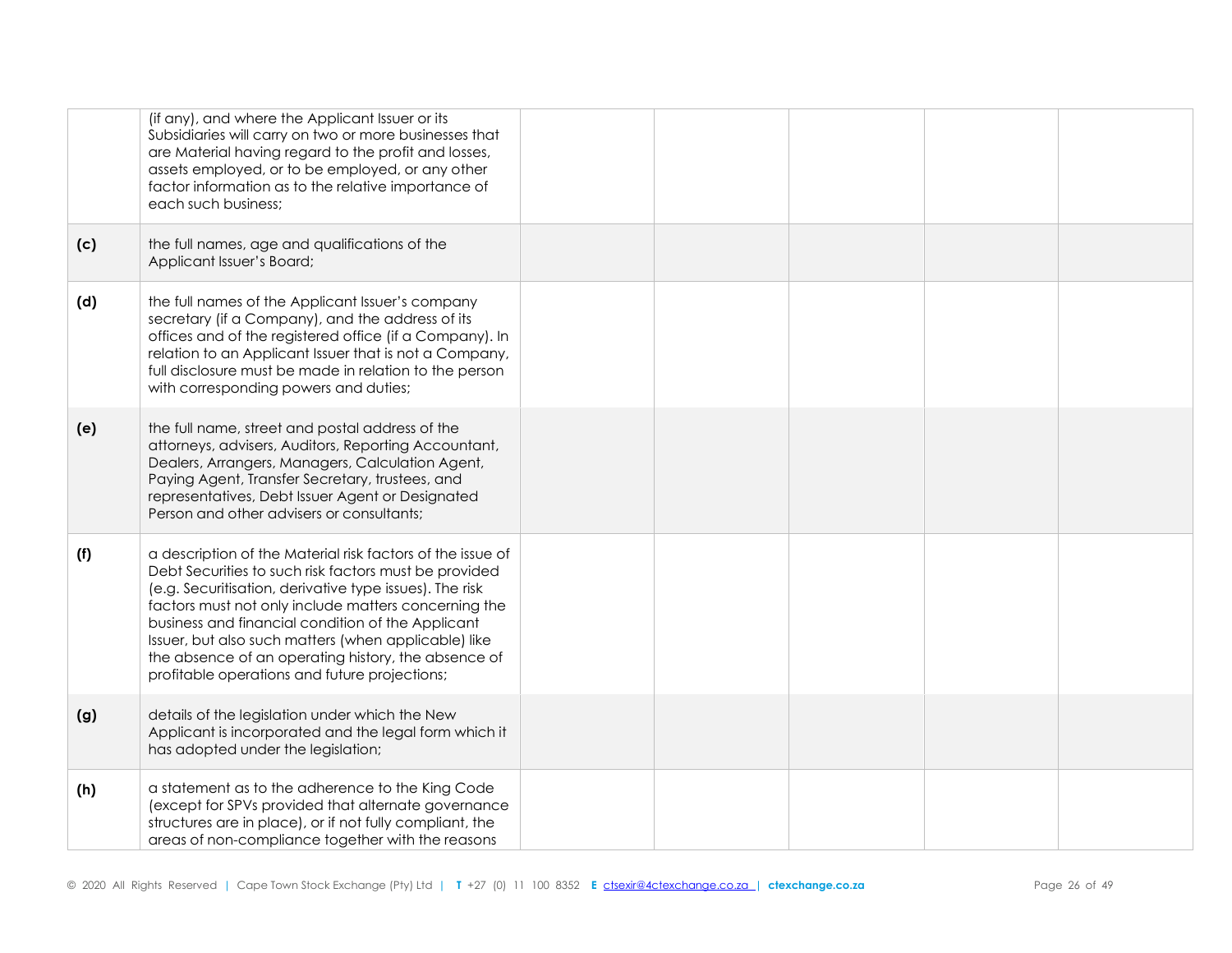| | | | | | | |
|---|---|---|---|---|---|---|
| | (if any), and where the Applicant Issuer or its Subsidiaries will carry on two or more businesses that are Material having regard to the profit and losses, assets employed, or to be employed, or any other factor information as to the relative importance of each such business; | | | | | |
| **(c)** | the full names, age and qualifications of the Applicant Issuer's Board; | | | | | |
| **(d)** | the full names of the Applicant Issuer's company secretary (if a Company), and the address of its offices and of the registered office (if a Company). In relation to an Applicant Issuer that is not a Company, full disclosure must be made in relation to the person with corresponding powers and duties; | | | | | |
| **(e)** | the full name, street and postal address of the attorneys, advisers, Auditors, Reporting Accountant, Dealers, Arrangers, Managers, Calculation Agent, Paying Agent, Transfer Secretary, trustees, and representatives, Debt Issuer Agent or Designated Person and other advisers or consultants; | | | | | |
| **(f)** | a description of the Material risk factors of the issue of Debt Securities to such risk factors must be provided (e.g. Securitisation, derivative type issues). The risk factors must not only include matters concerning the business and financial condition of the Applicant Issuer, but also such matters (when applicable) like the absence of an operating history, the absence of profitable operations and future projections; | | | | | |
| **(g)** | details of the legislation under which the New Applicant is incorporated and the legal form which it has adopted under the legislation; | | | | | |
| **(h)** | a statement as to the adherence to the King Code (except for SPVs provided that alternate governance structures are in place), or if not fully compliant, the areas of non-compliance together with the reasons | | | | | |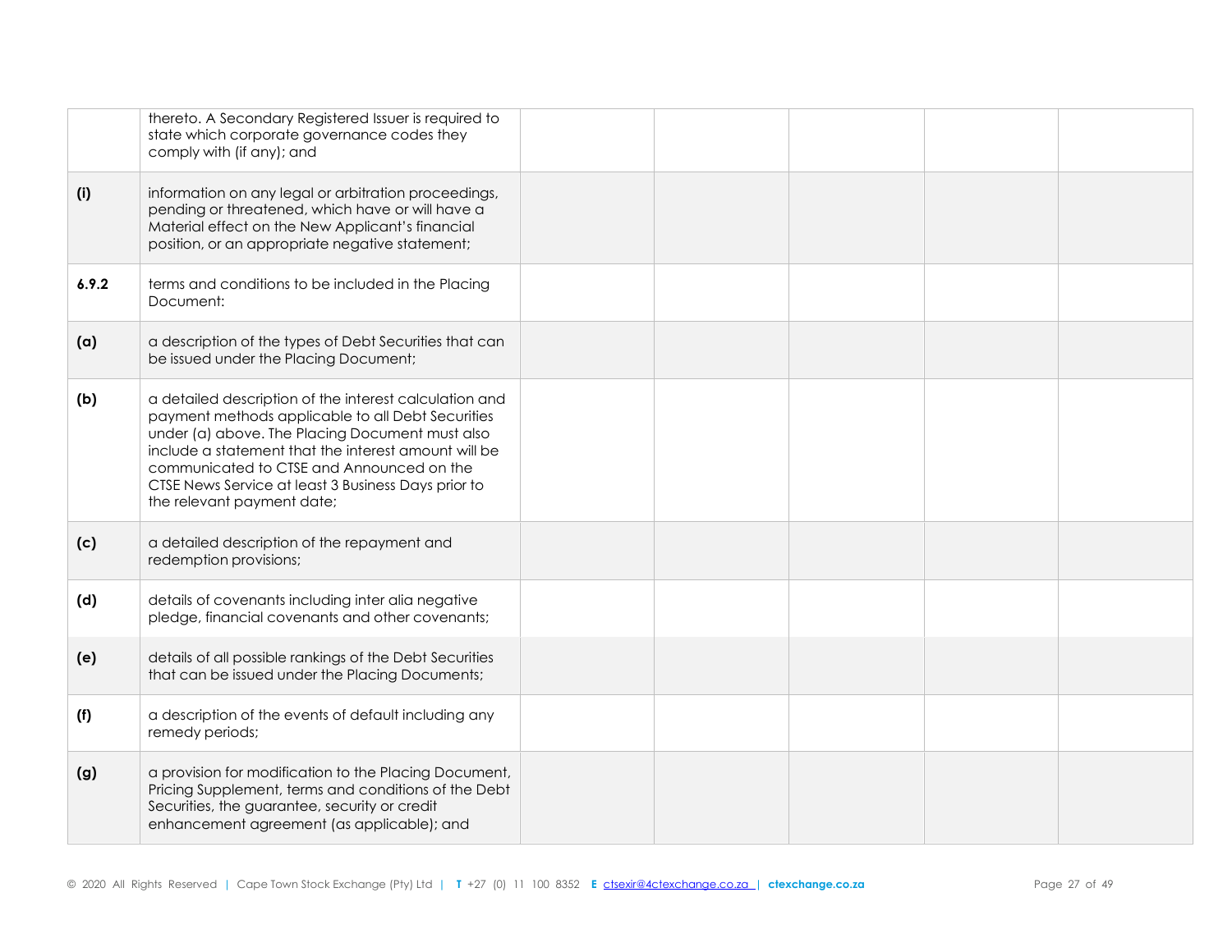| | | | | | | |
|---|---|---|---|---|---|---|
| | thereto. A Secondary Registered Issuer is required to state which corporate governance codes they comply with (if any); and | | | | | |
| **(i)** | information on any legal or arbitration proceedings, pending or threatened, which have or will have a Material effect on the New Applicant's financial position, or an appropriate negative statement; | | | | | |
| **6.9.2** | terms and conditions to be included in the Placing Document: | | | | | |
| **(a)** | a description of the types of Debt Securities that can be issued under the Placing Document; | | | | | |
| **(b)** | a detailed description of the interest calculation and payment methods applicable to all Debt Securities under (a) above. The Placing Document must also include a statement that the interest amount will be communicated to CTSE and Announced on the CTSE News Service at least 3 Business Days prior to the relevant payment date; | | | | | |
| **(c)** | a detailed description of the repayment and redemption provisions; | | | | | |
| **(d)** | details of covenants including inter alia negative pledge, financial covenants and other covenants; | | | | | |
| **(e)** | details of all possible rankings of the Debt Securities that can be issued under the Placing Documents; | | | | | |
| **(f)** | a description of the events of default including any remedy periods; | | | | | |
| **(g)** | a provision for modification to the Placing Document, Pricing Supplement, terms and conditions of the Debt Securities, the guarantee, security or credit enhancement agreement (as applicable); and | | | | | |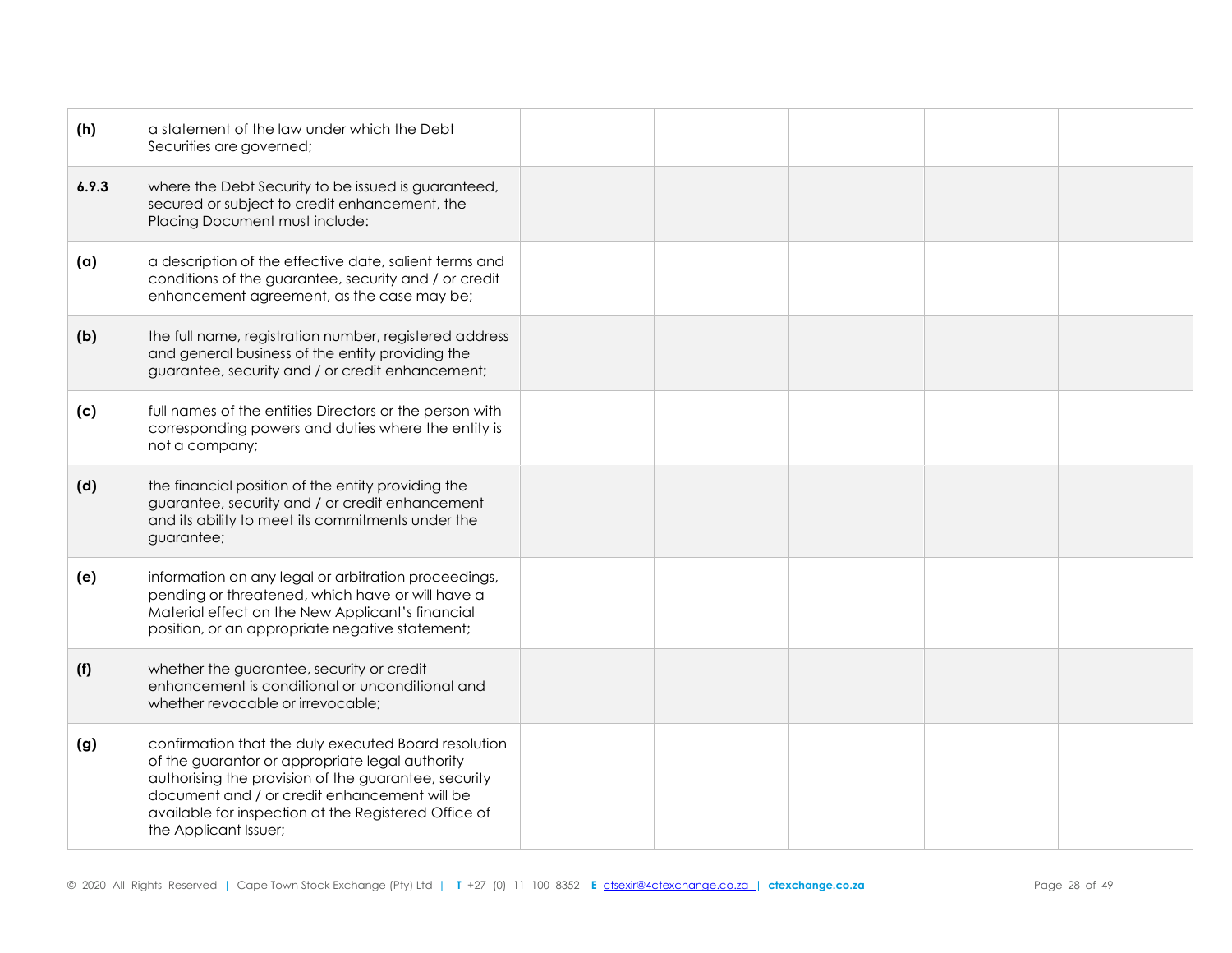| | | | | | | |
|---|---|---|---|---|---|---|
| **(h)** | a statement of the law under which the Debt Securities are governed; | | | | | |
| **6.9.3** | where the Debt Security to be issued is guaranteed, secured or subject to credit enhancement, the Placing Document must include: | | | | | |
| **(a)** | a description of the effective date, salient terms and conditions of the guarantee, security and / or credit enhancement agreement, as the case may be; | | | | | |
| **(b)** | the full name, registration number, registered address and general business of the entity providing the guarantee, security and / or credit enhancement; | | | | | |
| **(c)** | full names of the entities Directors or the person with corresponding powers and duties where the entity is not a company; | | | | | |
| **(d)** | the financial position of the entity providing the guarantee, security and / or credit enhancement and its ability to meet its commitments under the guarantee; | | | | | |
| **(e)** | information on any legal or arbitration proceedings, pending or threatened, which have or will have a Material effect on the New Applicant's financial position, or an appropriate negative statement; | | | | | |
| **(f)** | whether the guarantee, security or credit enhancement is conditional or unconditional and whether revocable or irrevocable; | | | | | |
| **(g)** | confirmation that the duly executed Board resolution of the guarantor or appropriate legal authority authorising the provision of the guarantee, security document and / or credit enhancement will be available for inspection at the Registered Office of the Applicant Issuer; | | | | | |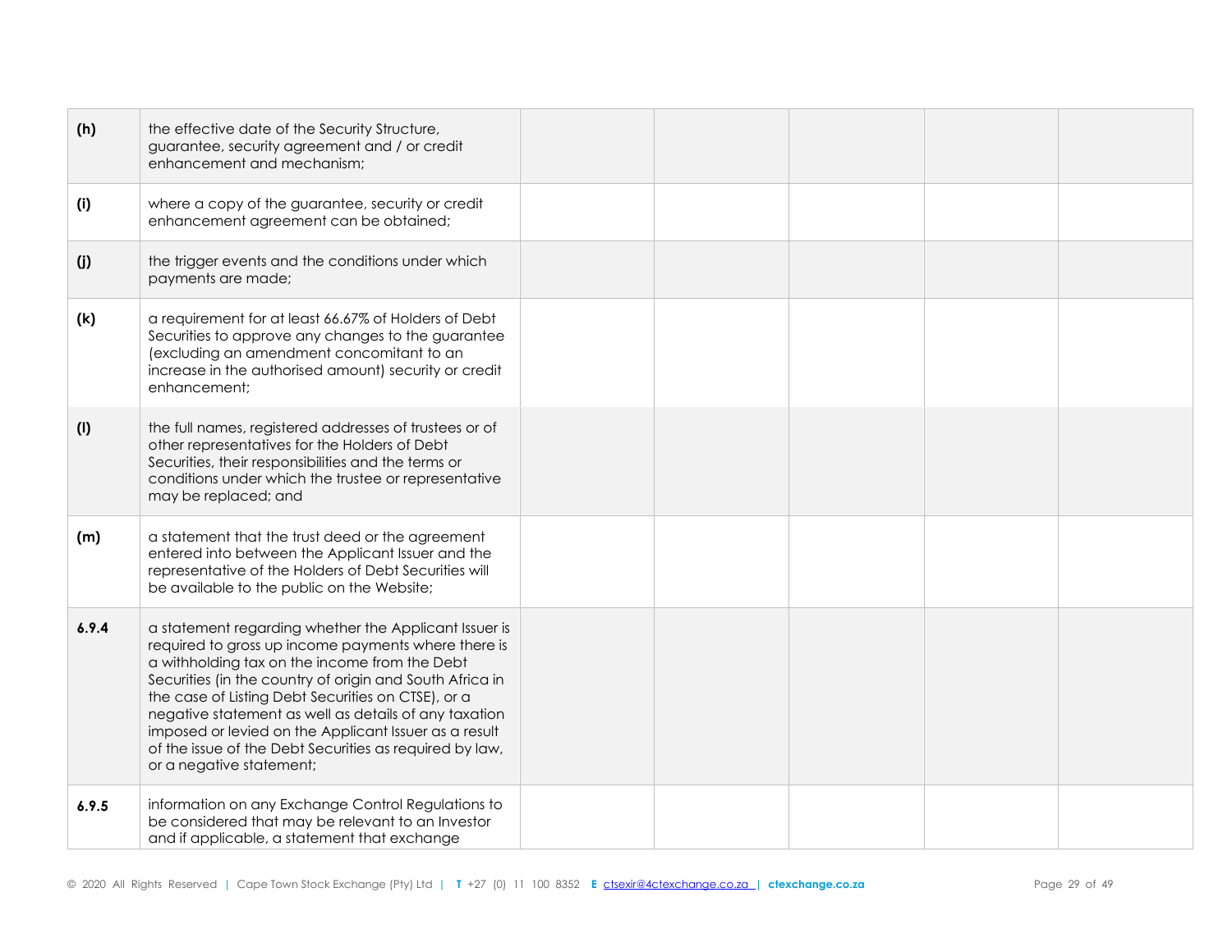| | | | | | | |
|---|---|---|---|---|---|---|
| **(h)** | the effective date of the Security Structure, guarantee, security agreement and / or credit enhancement and mechanism; | | | | | |
| **(i)** | where a copy of the guarantee, security or credit enhancement agreement can be obtained; | | | | | |
| **(j)** | the trigger events and the conditions under which payments are made; | | | | | |
| **(k)** | a requirement for at least 66.67% of Holders of Debt Securities to approve any changes to the guarantee (excluding an amendment concomitant to an increase in the authorised amount) security or credit enhancement; | | | | | |
| **(l)** | the full names, registered addresses of trustees or of other representatives for the Holders of Debt Securities, their responsibilities and the terms or conditions under which the trustee or representative may be replaced; and | | | | | |
| **(m)** | a statement that the trust deed or the agreement entered into between the Applicant Issuer and the representative of the Holders of Debt Securities will be available to the public on the Website; | | | | | |
| **6.9.4** | a statement regarding whether the Applicant Issuer is required to gross up income payments where there is a withholding tax on the income from the Debt Securities (in the country of origin and South Africa in the case of Listing Debt Securities on CTSE), or a negative statement as well as details of any taxation imposed or levied on the Applicant Issuer as a result of the issue of the Debt Securities as required by law, or a negative statement; | | | | | |
| **6.9.5** | information on any Exchange Control Regulations to be considered that may be relevant to an Investor and if applicable, a statement that exchange | | | | | |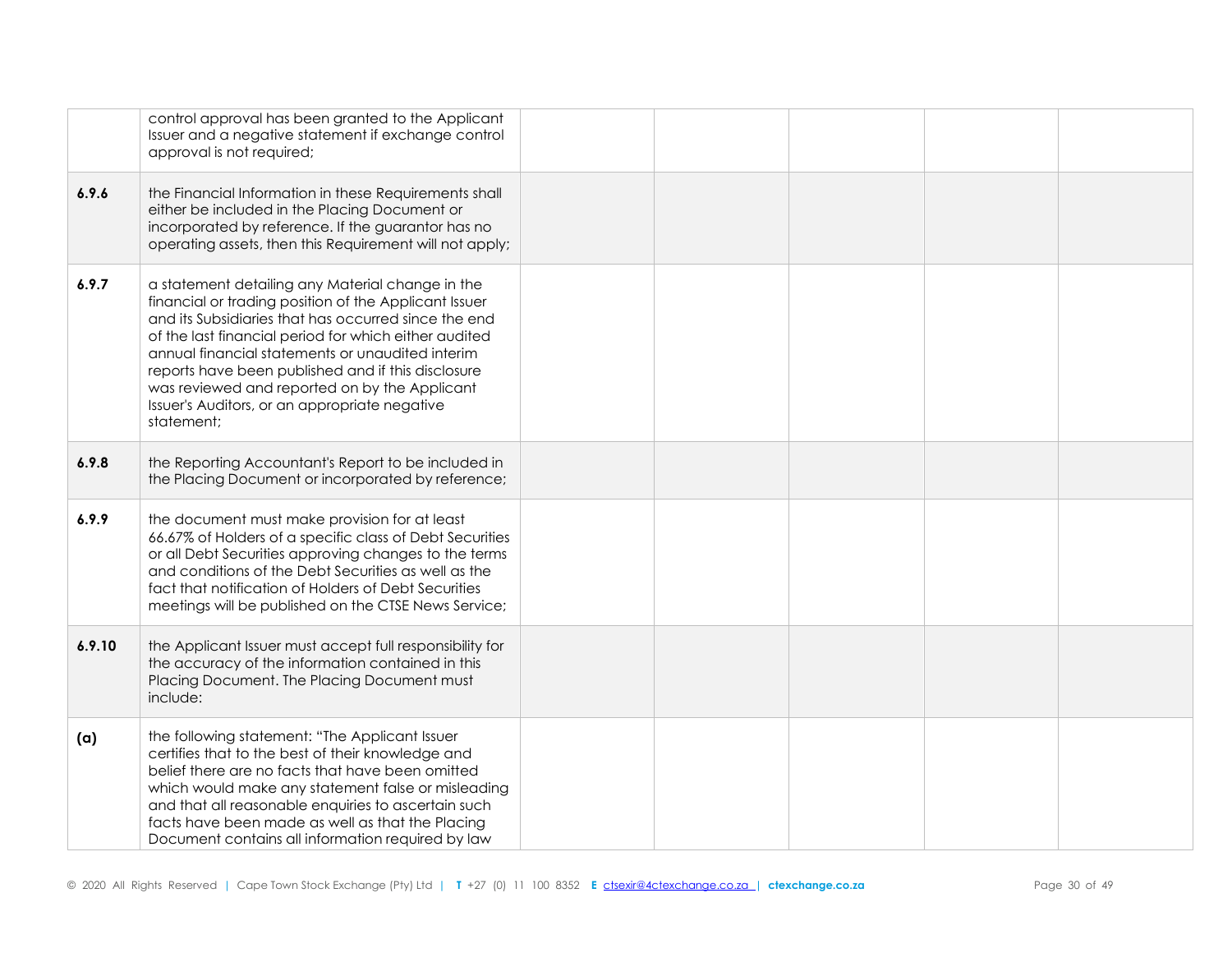| | | | | | | |
|---|---|---|---|---|---|---|
| | control approval has been granted to the Applicant Issuer and a negative statement if exchange control approval is not required; | | | | | |
| **6.9.6** | the Financial Information in these Requirements shall either be included in the Placing Document or incorporated by reference. If the guarantor has no operating assets, then this Requirement will not apply; | | | | | |
| **6.9.7** | a statement detailing any Material change in the financial or trading position of the Applicant Issuer and its Subsidiaries that has occurred since the end of the last financial period for which either audited annual financial statements or unaudited interim reports have been published and if this disclosure was reviewed and reported on by the Applicant Issuer's Auditors, or an appropriate negative statement; | | | | | |
| **6.9.8** | the Reporting Accountant's Report to be included in the Placing Document or incorporated by reference; | | | | | |
| **6.9.9** | the document must make provision for at least 66.67% of Holders of a specific class of Debt Securities or all Debt Securities approving changes to the terms and conditions of the Debt Securities as well as the fact that notification of Holders of Debt Securities meetings will be published on the CTSE News Service; | | | | | |
| **6.9.10** | the Applicant Issuer must accept full responsibility for the accuracy of the information contained in this Placing Document. The Placing Document must include: | | | | | |
| **(a)** | the following statement: "The Applicant Issuer certifies that to the best of their knowledge and belief there are no facts that have been omitted which would make any statement false or misleading and that all reasonable enquiries to ascertain such facts have been made as well as that the Placing Document contains all information required by law | | | | | |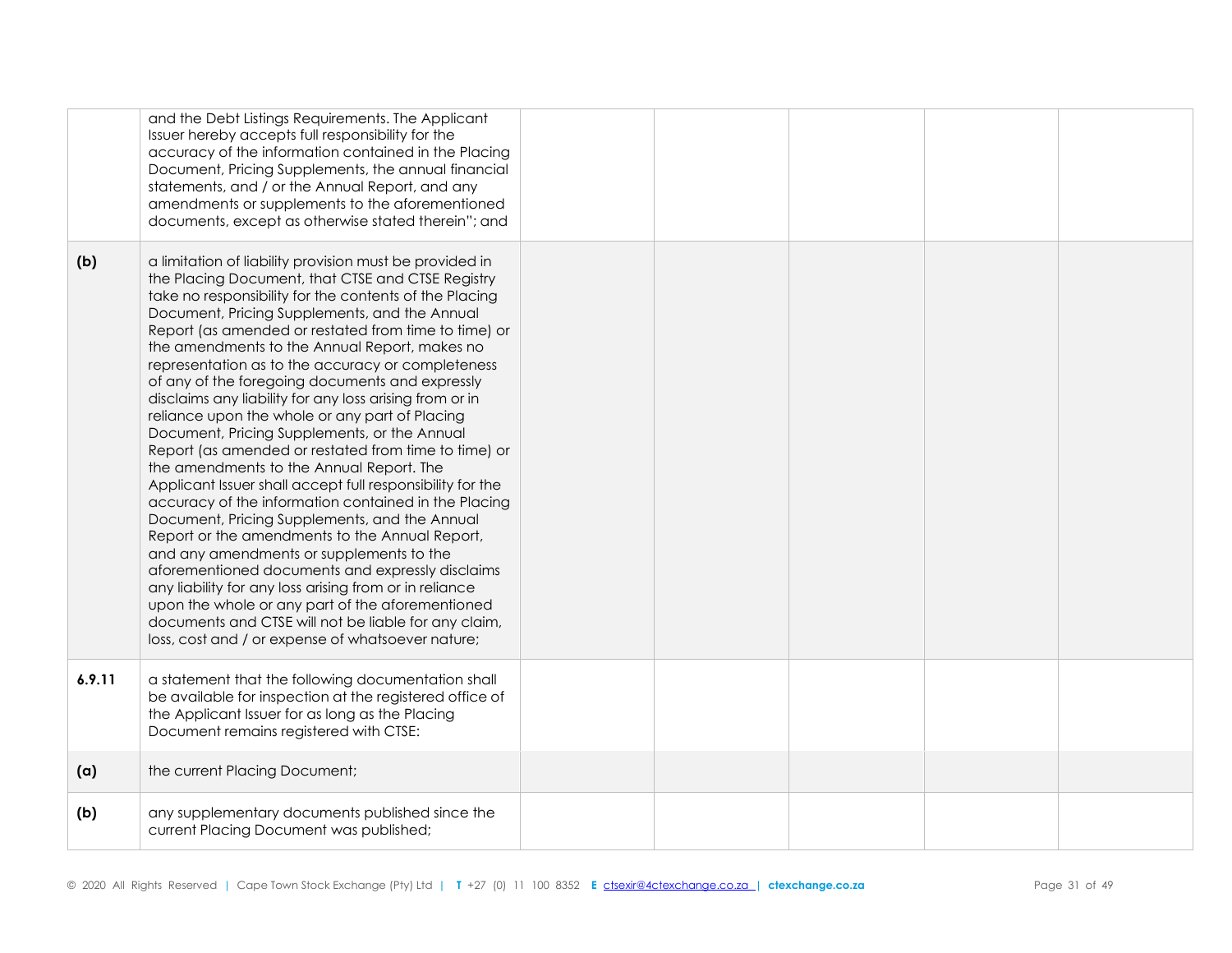| | | | | | | |
|---|---|---|---|---|---|---|
| | and the Debt Listings Requirements. The Applicant Issuer hereby accepts full responsibility for the accuracy of the information contained in the Placing Document, Pricing Supplements, the annual financial statements, and / or the Annual Report, and any amendments or supplements to the aforementioned documents, except as otherwise stated therein"; and | | | | | |
| **(b)** | a limitation of liability provision must be provided in the Placing Document, that CTSE and CTSE Registry take no responsibility for the contents of the Placing Document, Pricing Supplements, and the Annual Report (as amended or restated from time to time) or the amendments to the Annual Report, makes no representation as to the accuracy or completeness of any of the foregoing documents and expressly disclaims any liability for any loss arising from or in reliance upon the whole or any part of Placing Document, Pricing Supplements, or the Annual Report (as amended or restated from time to time) or the amendments to the Annual Report. The Applicant Issuer shall accept full responsibility for the accuracy of the information contained in the Placing Document, Pricing Supplements, and the Annual Report or the amendments to the Annual Report, and any amendments or supplements to the aforementioned documents and expressly disclaims any liability for any loss arising from or in reliance upon the whole or any part of the aforementioned documents and CTSE will not be liable for any claim, loss, cost and / or expense of whatsoever nature; | | | | | |
| **6.9.11** | a statement that the following documentation shall be available for inspection at the registered office of the Applicant Issuer for as long as the Placing Document remains registered with CTSE: | | | | | |
| **(a)** | the current Placing Document; | | | | | |
| **(b)** | any supplementary documents published since the current Placing Document was published; | | | | | |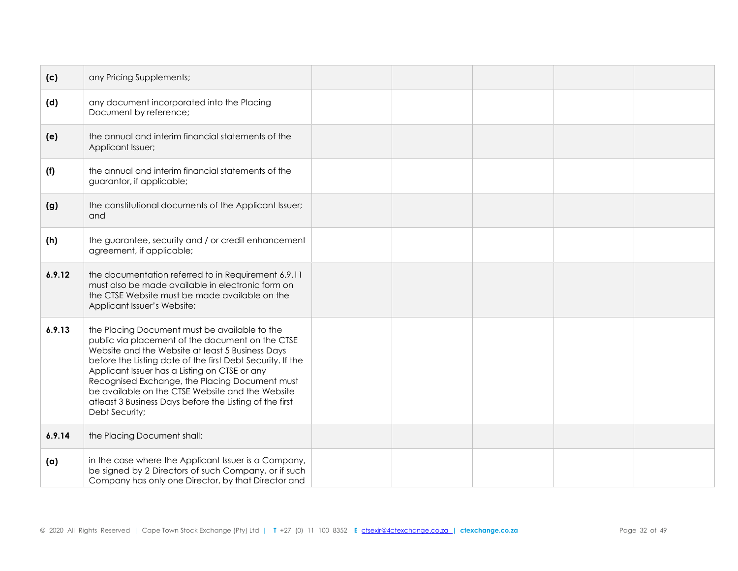| | | | | | | |
|---|---|---|---|---|---|---|
| **(c)** | any Pricing Supplements; | | | | | |
| **(d)** | any document incorporated into the Placing Document by reference; | | | | | |
| **(e)** | the annual and interim financial statements of the Applicant Issuer; | | | | | |
| **(f)** | the annual and interim financial statements of the guarantor, if applicable; | | | | | |
| **(g)** | the constitutional documents of the Applicant Issuer; and | | | | | |
| **(h)** | the guarantee, security and / or credit enhancement agreement, if applicable; | | | | | |
| **6.9.12** | the documentation referred to in Requirement 6.9.11 must also be made available in electronic form on the CTSE Website must be made available on the Applicant Issuer's Website; | | | | | |
| **6.9.13** | the Placing Document must be available to the public via placement of the document on the CTSE Website and the Website at least 5 Business Days before the Listing date of the first Debt Security. If the Applicant Issuer has a Listing on CTSE or any Recognised Exchange, the Placing Document must be available on the CTSE Website and the Website atleast 3 Business Days before the Listing of the first Debt Security; | | | | | |
| **6.9.14** | the Placing Document shall: | | | | | |
| **(a)** | in the case where the Applicant Issuer is a Company, be signed by 2 Directors of such Company, or if such Company has only one Director, by that Director and | | | | | |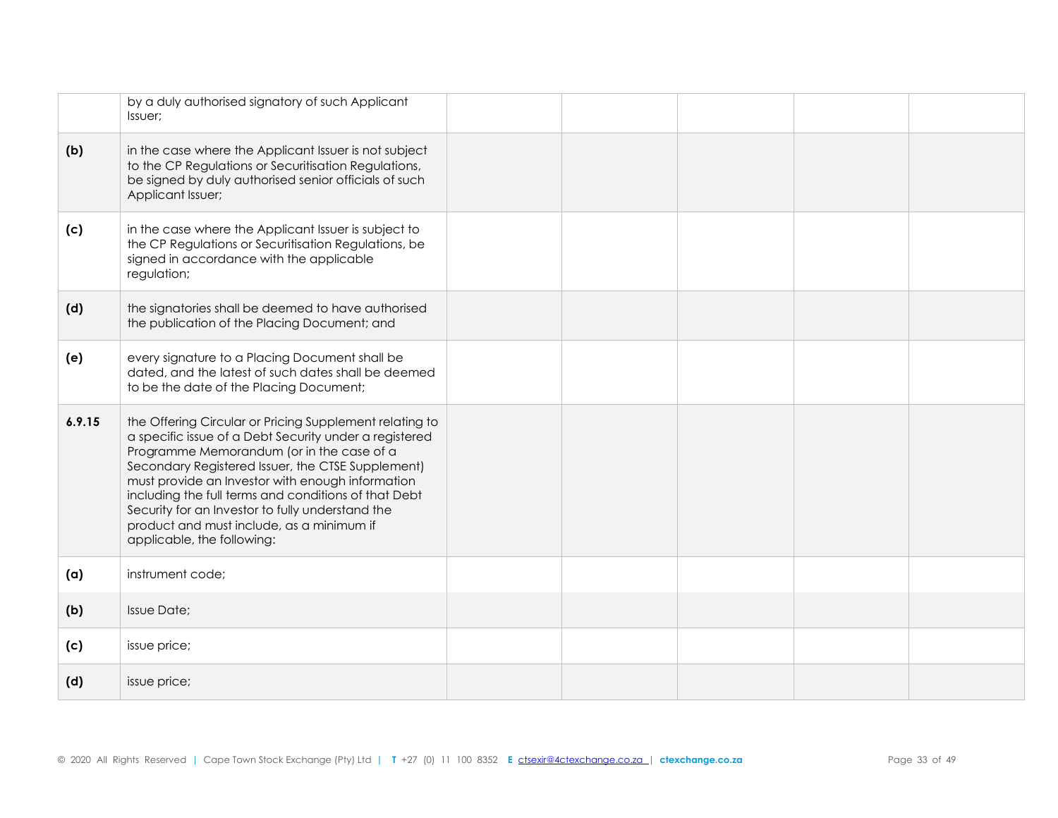| | | | | | | |
|---|---|---|---|---|---|---|
| | by a duly authorised signatory of such Applicant Issuer; | | | | | |
| **(b)** | in the case where the Applicant Issuer is not subject to the CP Regulations or Securitisation Regulations, be signed by duly authorised senior officials of such Applicant Issuer; | | | | | |
| **(c)** | in the case where the Applicant Issuer is subject to the CP Regulations or Securitisation Regulations, be signed in accordance with the applicable regulation; | | | | | |
| **(d)** | the signatories shall be deemed to have authorised the publication of the Placing Document; and | | | | | |
| **(e)** | every signature to a Placing Document shall be dated, and the latest of such dates shall be deemed to be the date of the Placing Document; | | | | | |
| **6.9.15** | the Offering Circular or Pricing Supplement relating to a specific issue of a Debt Security under a registered Programme Memorandum (or in the case of a Secondary Registered Issuer, the CTSE Supplement) must provide an Investor with enough information including the full terms and conditions of that Debt Security for an Investor to fully understand the product and must include, as a minimum if applicable, the following: | | | | | |
| **(a)** | instrument code; | | | | | |
| **(b)** | Issue Date; | | | | | |
| **(c)** | issue price; | | | | | |
| **(d)** | issue price; | | | | | |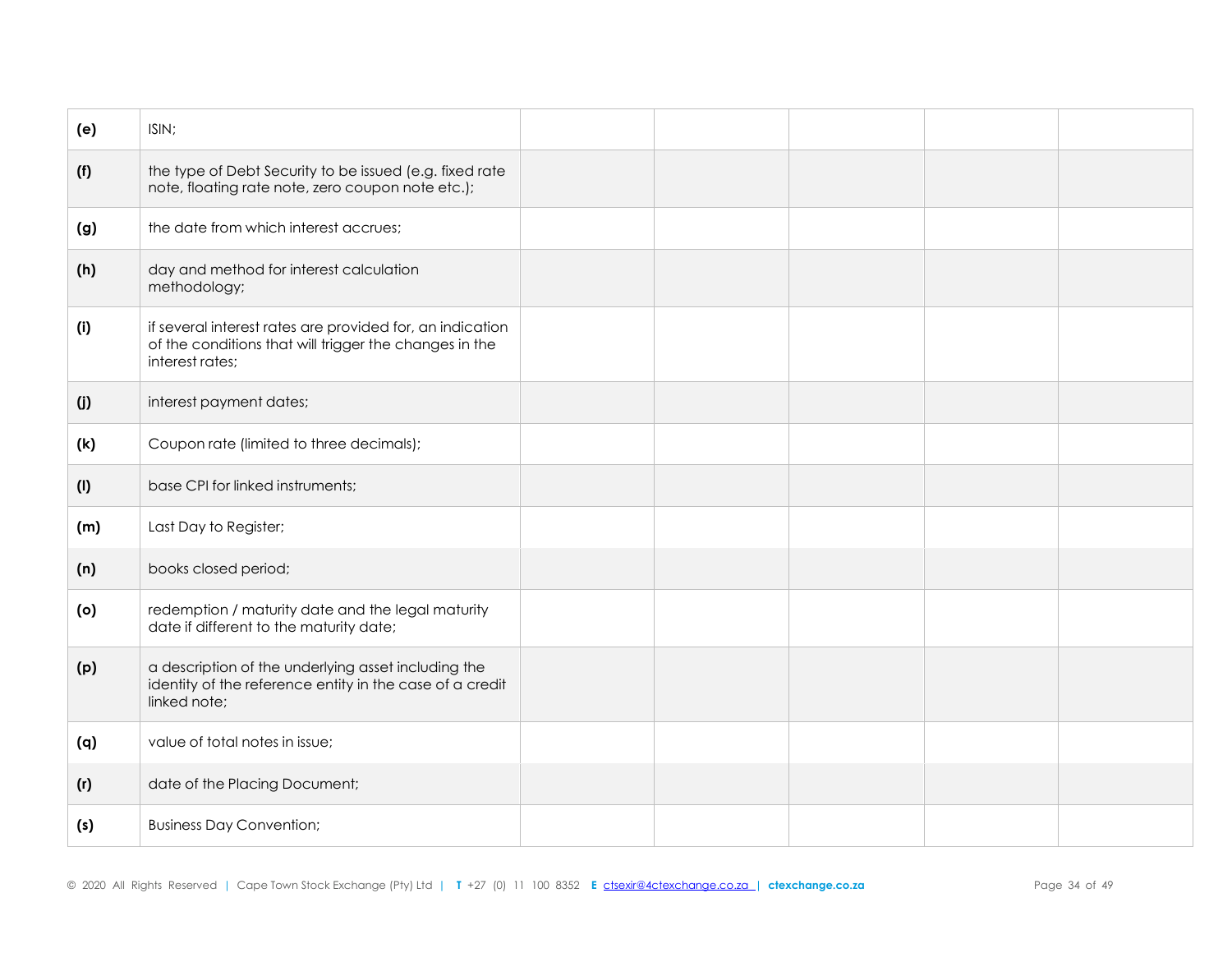| | | | | | | |
|---|---|---|---|---|---|---|
| **(e)** | ISIN; | | | | | |
| **(f)** | the type of Debt Security to be issued (e.g. fixed rate note, floating rate note, zero coupon note etc.); | | | | | |
| **(g)** | the date from which interest accrues; | | | | | |
| **(h)** | day and method for interest calculation methodology; | | | | | |
| **(i)** | if several interest rates are provided for, an indication of the conditions that will trigger the changes in the interest rates; | | | | | |
| **(j)** | interest payment dates; | | | | | |
| **(k)** | Coupon rate (limited to three decimals); | | | | | |
| **(l)** | base CPI for linked instruments; | | | | | |
| **(m)** | Last Day to Register; | | | | | |
| **(n)** | books closed period; | | | | | |
| **(o)** | redemption / maturity date and the legal maturity date if different to the maturity date; | | | | | |
| **(p)** | a description of the underlying asset including the identity of the reference entity in the case of a credit linked note; | | | | | |
| **(q)** | value of total notes in issue; | | | | | |
| **(r)** | date of the Placing Document; | | | | | |
| **(s)** | Business Day Convention; | | | | | |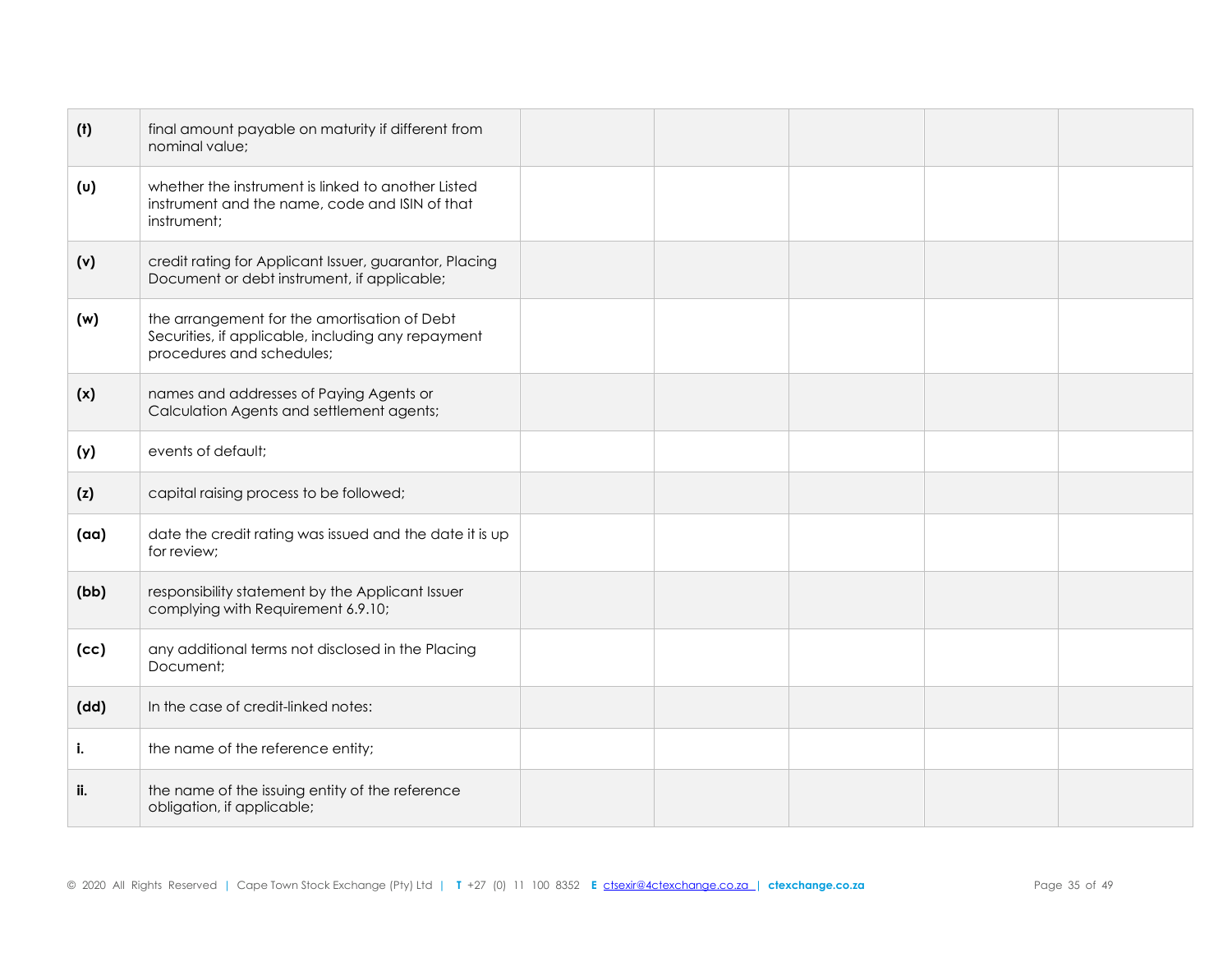| | | | | | | |
|---|---|---|---|---|---|---|
| **(t)** | final amount payable on maturity if different from nominal value; | | | | | |
| **(u)** | whether the instrument is linked to another Listed instrument and the name, code and ISIN of that instrument; | | | | | |
| **(v)** | credit rating for Applicant Issuer, guarantor, Placing Document or debt instrument, if applicable; | | | | | |
| **(w)** | the arrangement for the amortisation of Debt Securities, if applicable, including any repayment procedures and schedules; | | | | | |
| **(x)** | names and addresses of Paying Agents or Calculation Agents and settlement agents; | | | | | |
| **(y)** | events of default; | | | | | |
| **(z)** | capital raising process to be followed; | | | | | |
| **(aa)** | date the credit rating was issued and the date it is up for review; | | | | | |
| **(bb)** | responsibility statement by the Applicant Issuer complying with Requirement 6.9.10; | | | | | |
| **(cc)** | any additional terms not disclosed in the Placing Document; | | | | | |
| **(dd)** | In the case of credit-linked notes: | | | | | |
| **i.** | the name of the reference entity; | | | | | |
| **ii.** | the name of the issuing entity of the reference obligation, if applicable; | | | | | |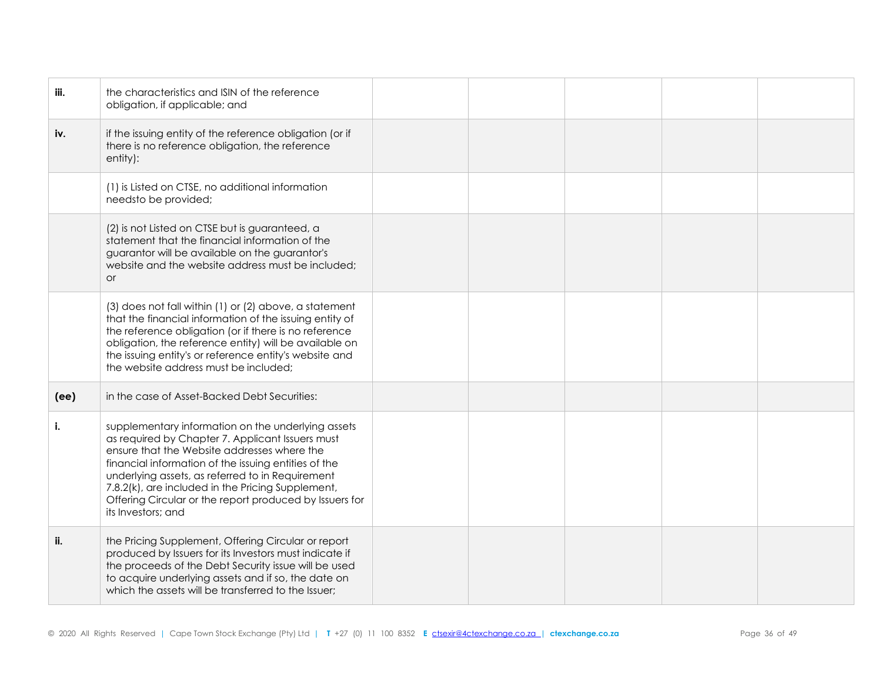| | | | | | | |
|---|---|---|---|---|---|---|
| **iii.** | the characteristics and ISIN of the reference obligation, if applicable; and | | | | | |
| **iv.** | if the issuing entity of the reference obligation (or if there is no reference obligation, the reference entity): | | | | | |
| | (1) is Listed on CTSE, no additional information needsto be provided; | | | | | |
| | (2) is not Listed on CTSE but is guaranteed, a statement that the financial information of the guarantor will be available on the guarantor's website and the website address must be included; or | | | | | |
| | (3) does not fall within (1) or (2) above, a statement that the financial information of the issuing entity of the reference obligation (or if there is no reference obligation, the reference entity) will be available on the issuing entity's or reference entity's website and the website address must be included; | | | | | |
| **(ee)** | in the case of Asset-Backed Debt Securities: | | | | | |
| **i.** | supplementary information on the underlying assets as required by Chapter 7. Applicant Issuers must ensure that the Website addresses where the financial information of the issuing entities of the underlying assets, as referred to in Requirement 7.8.2(k), are included in the Pricing Supplement, Offering Circular or the report produced by Issuers for its Investors; and | | | | | |
| **ii.** | the Pricing Supplement, Offering Circular or report produced by Issuers for its Investors must indicate if the proceeds of the Debt Security issue will be used to acquire underlying assets and if so, the date on which the assets will be transferred to the Issuer; | | | | | |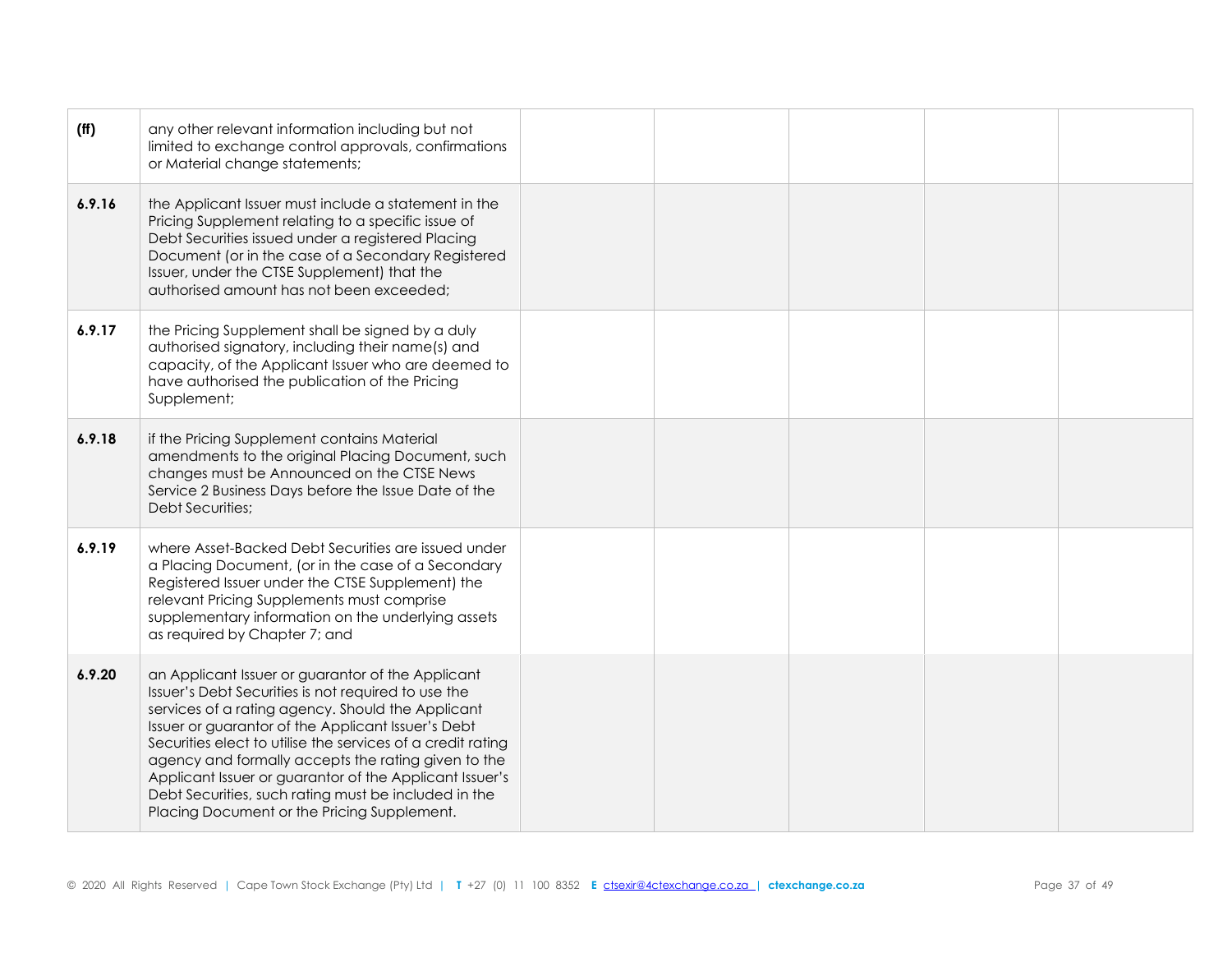| | | | | | | |
|---|---|---|---|---|---|---|
| **(ff)** | any other relevant information including but not limited to exchange control approvals, confirmations or Material change statements; | | | | | |
| **6.9.16** | the Applicant Issuer must include a statement in the Pricing Supplement relating to a specific issue of Debt Securities issued under a registered Placing Document (or in the case of a Secondary Registered Issuer, under the CTSE Supplement) that the authorised amount has not been exceeded; | | | | | |
| **6.9.17** | the Pricing Supplement shall be signed by a duly authorised signatory, including their name(s) and capacity, of the Applicant Issuer who are deemed to have authorised the publication of the Pricing Supplement; | | | | | |
| **6.9.18** | if the Pricing Supplement contains Material amendments to the original Placing Document, such changes must be Announced on the CTSE News Service 2 Business Days before the Issue Date of the Debt Securities; | | | | | |
| **6.9.19** | where Asset-Backed Debt Securities are issued under a Placing Document, (or in the case of a Secondary Registered Issuer under the CTSE Supplement) the relevant Pricing Supplements must comprise supplementary information on the underlying assets as required by Chapter 7; and | | | | | |
| **6.9.20** | an Applicant Issuer or guarantor of the Applicant Issuer's Debt Securities is not required to use the services of a rating agency. Should the Applicant Issuer or guarantor of the Applicant Issuer's Debt Securities elect to utilise the services of a credit rating agency and formally accepts the rating given to the Applicant Issuer or guarantor of the Applicant Issuer's Debt Securities, such rating must be included in the Placing Document or the Pricing Supplement. | | | | | |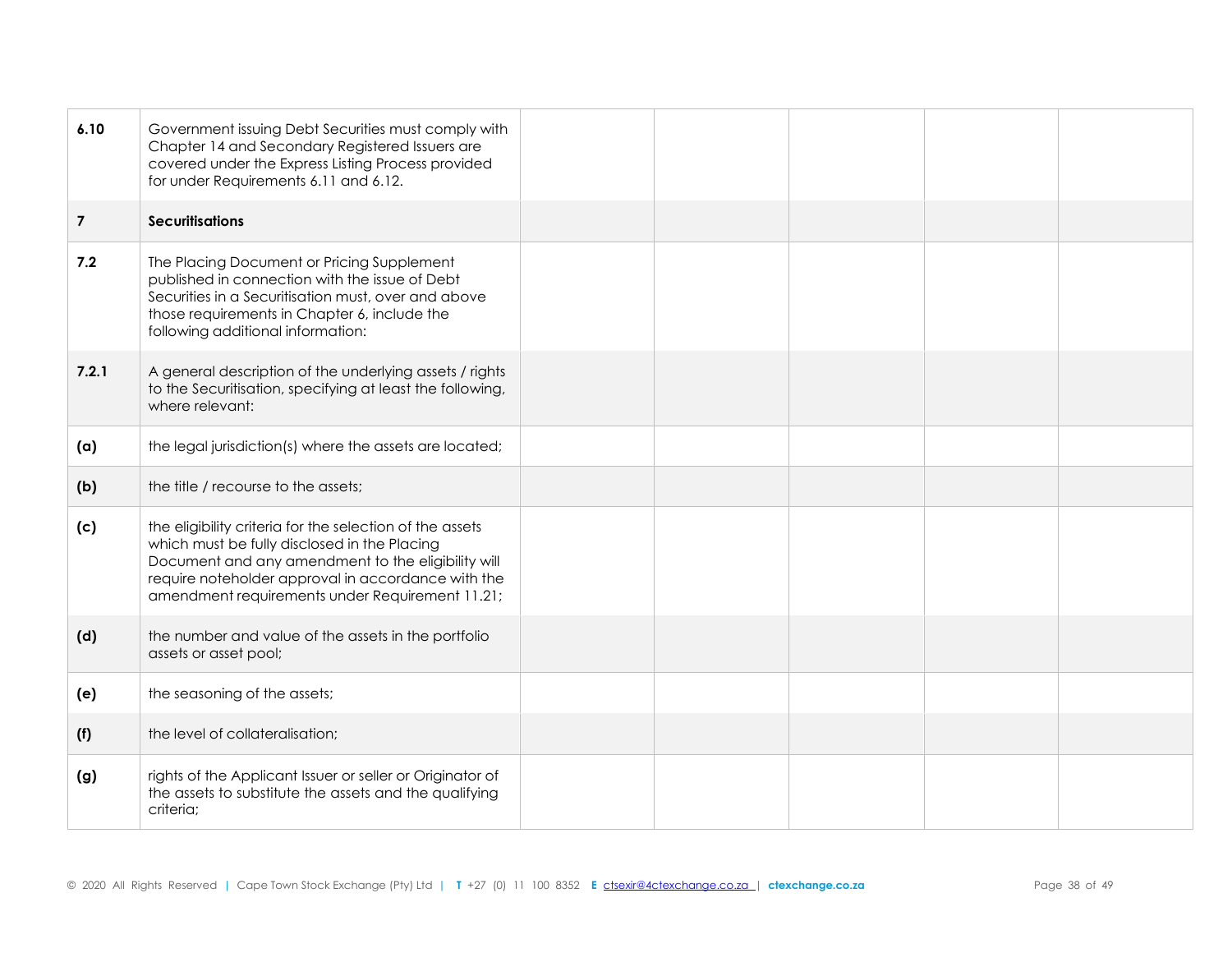| | | | | | | |
|---|---|---|---|---|---|---|
| **6.10** | Government issuing Debt Securities must comply with Chapter 14 and Secondary Registered Issuers are covered under the Express Listing Process provided for under Requirements 6.11 and 6.12. | | | | | |
| **7** | **Securitisations** | | | | | |
| **7.2** | The Placing Document or Pricing Supplement published in connection with the issue of Debt Securities in a Securitisation must, over and above those requirements in Chapter 6, include the following additional information: | | | | | |
| **7.2.1** | A general description of the underlying assets / rights to the Securitisation, specifying at least the following, where relevant: | | | | | |
| **(a)** | the legal jurisdiction(s) where the assets are located; | | | | | |
| **(b)** | the title / recourse to the assets; | | | | | |
| **(c)** | the eligibility criteria for the selection of the assets which must be fully disclosed in the Placing Document and any amendment to the eligibility will require noteholder approval in accordance with the amendment requirements under Requirement 11.21; | | | | | |
| **(d)** | the number and value of the assets in the portfolio assets or asset pool; | | | | | |
| **(e)** | the seasoning of the assets; | | | | | |
| **(f)** | the level of collateralisation; | | | | | |
| **(g)** | rights of the Applicant Issuer or seller or Originator of the assets to substitute the assets and the qualifying criteria; | | | | | |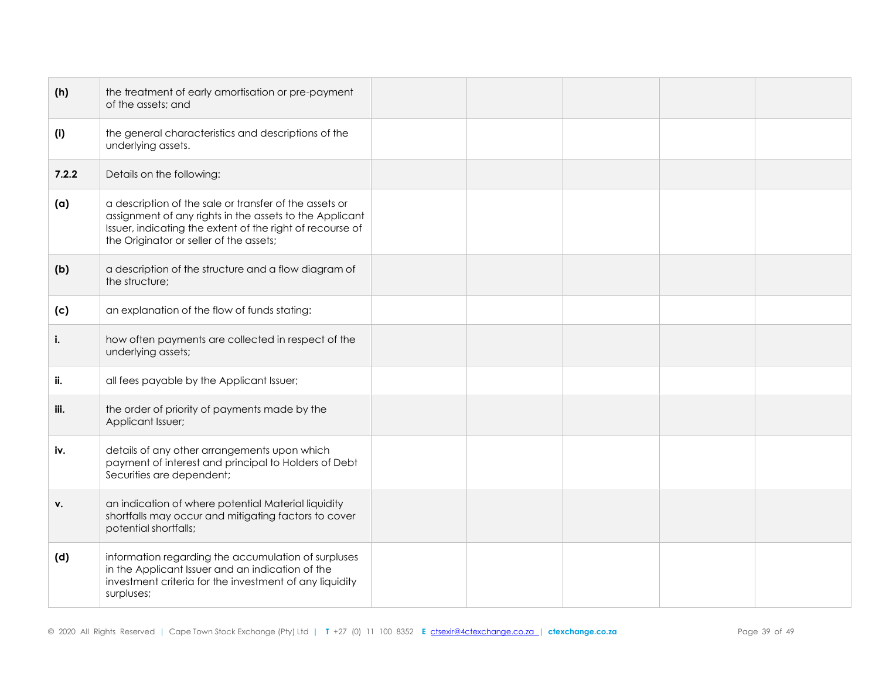| | | | | | | |
|---|---|---|---|---|---|---|
| **(h)** | the treatment of early amortisation or pre-payment of the assets; and | | | | | |
| **(i)** | the general characteristics and descriptions of the underlying assets. | | | | | |
| **7.2.2** | Details on the following: | | | | | |
| **(a)** | a description of the sale or transfer of the assets or assignment of any rights in the assets to the Applicant Issuer, indicating the extent of the right of recourse of the Originator or seller of the assets; | | | | | |
| **(b)** | a description of the structure and a flow diagram of the structure; | | | | | |
| **(c)** | an explanation of the flow of funds stating: | | | | | |
| **i.** | how often payments are collected in respect of the underlying assets; | | | | | |
| **ii.** | all fees payable by the Applicant Issuer; | | | | | |
| **iii.** | the order of priority of payments made by the Applicant Issuer; | | | | | |
| **iv.** | details of any other arrangements upon which payment of interest and principal to Holders of Debt Securities are dependent; | | | | | |
| **v.** | an indication of where potential Material liquidity shortfalls may occur and mitigating factors to cover potential shortfalls; | | | | | |
| **(d)** | information regarding the accumulation of surpluses in the Applicant Issuer and an indication of the investment criteria for the investment of any liquidity surpluses; | | | | | |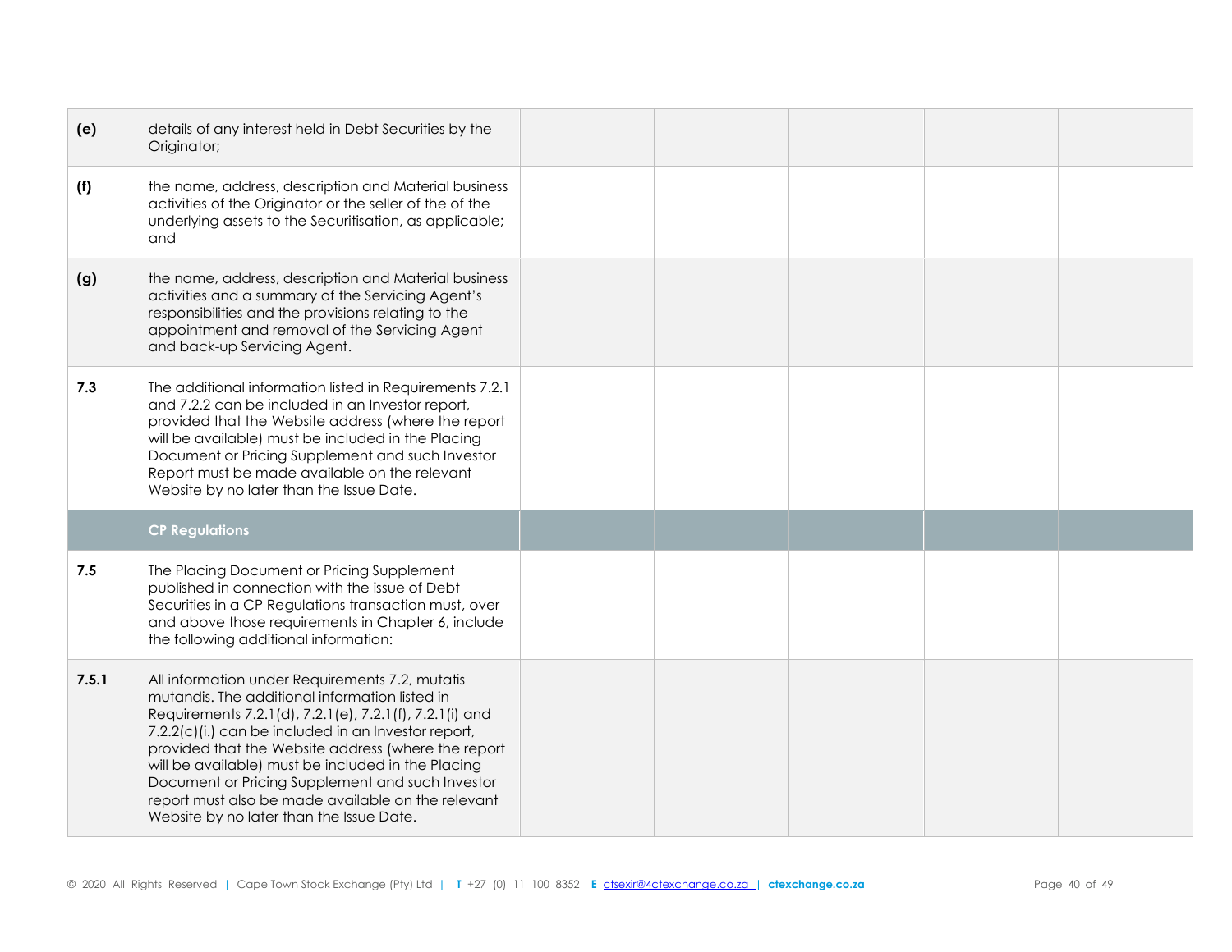| | | | | | | |
|---|---|---|---|---|---|---|
| **(e)** | details of any interest held in Debt Securities by the Originator; | | | | | |
| **(f)** | the name, address, description and Material business activities of the Originator or the seller of the of the underlying assets to the Securitisation, as applicable; and | | | | | |
| **(g)** | the name, address, description and Material business activities and a summary of the Servicing Agent's responsibilities and the provisions relating to the appointment and removal of the Servicing Agent and back-up Servicing Agent. | | | | | |
| **7.3** | The additional information listed in Requirements 7.2.1 and 7.2.2 can be included in an Investor report, provided that the Website address (where the report will be available) must be included in the Placing Document or Pricing Supplement and such Investor Report must be made available on the relevant Website by no later than the Issue Date. | | | | | |
| | **CP Regulations** | | | | | |
| **7.5** | The Placing Document or Pricing Supplement published in connection with the issue of Debt Securities in a CP Regulations transaction must, over and above those requirements in Chapter 6, include the following additional information: | | | | | |
| **7.5.1** | All information under Requirements 7.2, mutatis mutandis. The additional information listed in Requirements 7.2.1(d), 7.2.1(e), 7.2.1(f), 7.2.1(i) and 7.2.2(c)(i.) can be included in an Investor report, provided that the Website address (where the report will be available) must be included in the Placing Document or Pricing Supplement and such Investor report must also be made available on the relevant Website by no later than the Issue Date. | | | | | |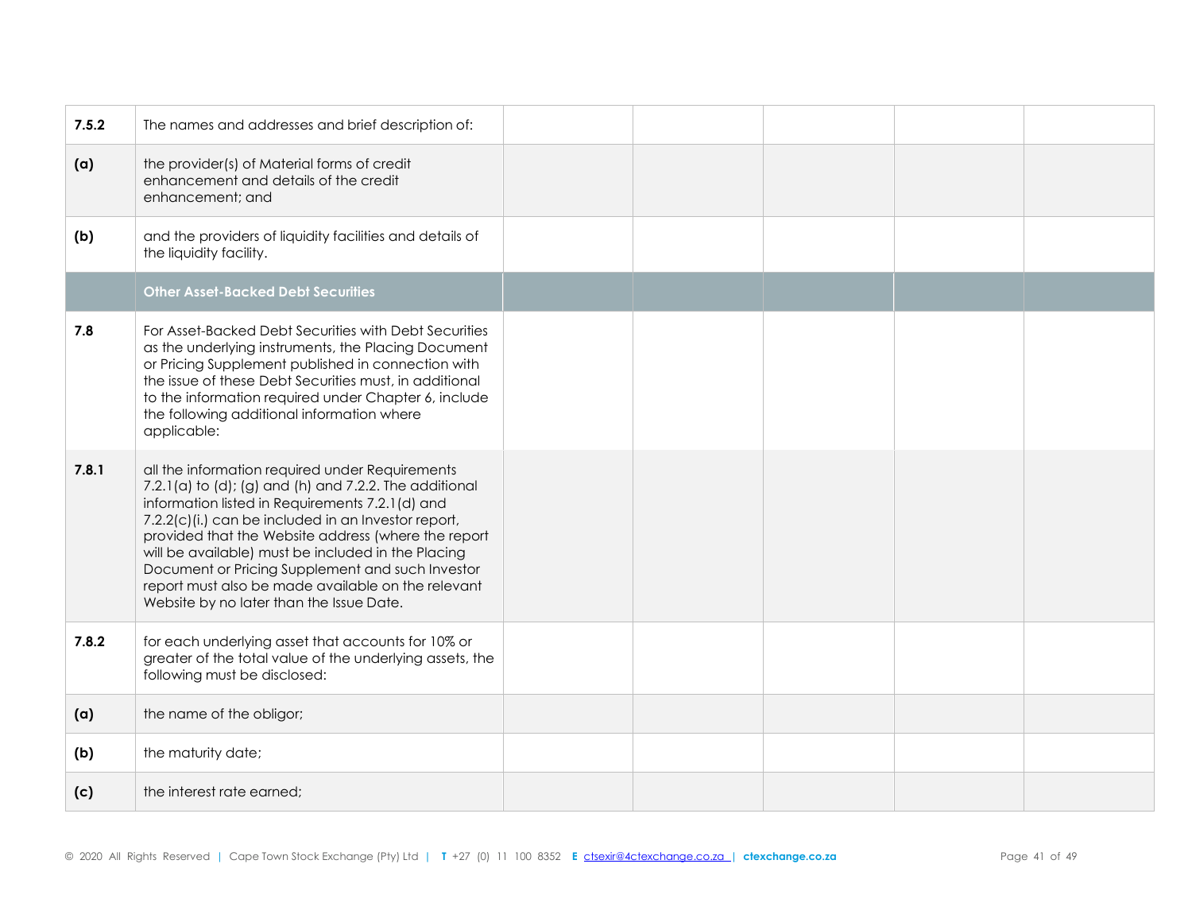| | | | | | | |
|---|---|---|---|---|---|---|
| **7.5.2** | The names and addresses and brief description of: | | | | | |
| **(a)** | the provider(s) of Material forms of credit enhancement and details of the credit enhancement; and | | | | | |
| **(b)** | and the providers of liquidity facilities and details of the liquidity facility. | | | | | |
| | **Other Asset-Backed Debt Securities** | | | | | |
| **7.8** | For Asset-Backed Debt Securities with Debt Securities as the underlying instruments, the Placing Document or Pricing Supplement published in connection with the issue of these Debt Securities must, in additional to the information required under Chapter 6, include the following additional information where applicable: | | | | | |
| **7.8.1** | all the information required under Requirements 7.2.1(a) to (d); (g) and (h) and 7.2.2. The additional information listed in Requirements 7.2.1(d) and 7.2.2(c)(i.) can be included in an Investor report, provided that the Website address (where the report will be available) must be included in the Placing Document or Pricing Supplement and such Investor report must also be made available on the relevant Website by no later than the Issue Date. | | | | | |
| **7.8.2** | for each underlying asset that accounts for 10% or greater of the total value of the underlying assets, the following must be disclosed: | | | | | |
| **(a)** | the name of the obligor; | | | | | |
| **(b)** | the maturity date; | | | | | |
| **(c)** | the interest rate earned; | | | | | |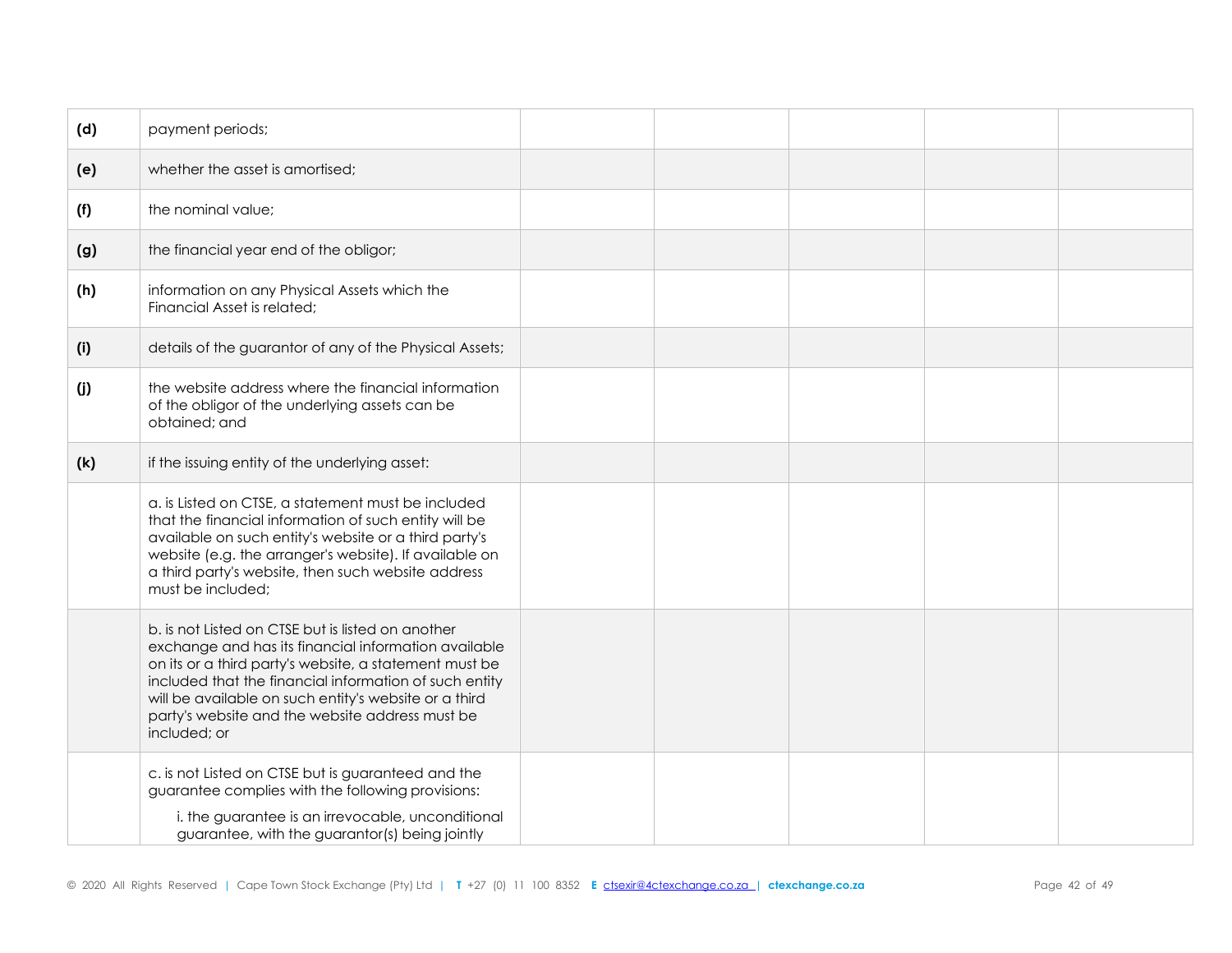| | | | | | | |
|---|---|---|---|---|---|---|
| **(d)** | payment periods; | | | | | |
| **(e)** | whether the asset is amortised; | | | | | |
| **(f)** | the nominal value; | | | | | |
| **(g)** | the financial year end of the obligor; | | | | | |
| **(h)** | information on any Physical Assets which the Financial Asset is related; | | | | | |
| **(i)** | details of the guarantor of any of the Physical Assets; | | | | | |
| **(j)** | the website address where the financial information of the obligor of the underlying assets can be obtained; and | | | | | |
| **(k)** | if the issuing entity of the underlying asset: | | | | | |
| | a. is Listed on CTSE, a statement must be included that the financial information of such entity will be available on such entity's website or a third party's website (e.g. the arranger's website). If available on a third party's website, then such website address must be included; | | | | | |
| | b. is not Listed on CTSE but is listed on another exchange and has its financial information available on its or a third party's website, a statement must be included that the financial information of such entity will be available on such entity's website or a third party's website and the website address must be included; or | | | | | |
| | c. is not Listed on CTSE but is guaranteed and the guarantee complies with the following provisions: i. the guarantee is an irrevocable, unconditional guarantee, with the guarantor(s) being jointly | | | | | |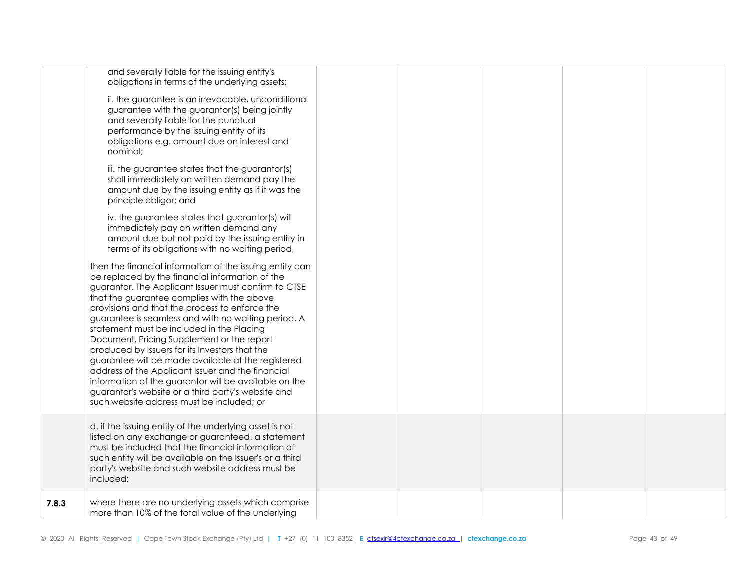| | | | | | | |
|---|---|---|---|---|---|---|
| | and severally liable for the issuing entity's obligations in terms of the underlying assets;<br><br>ii. the guarantee is an irrevocable, unconditional guarantee with the guarantor(s) being jointly and severally liable for the punctual performance by the issuing entity of its obligations e.g. amount due on interest and nominal;<br><br>iii. the guarantee states that the guarantor(s) shall immediately on written demand pay the amount due by the issuing entity as if it was the principle obligor; and<br><br>iv. the guarantee states that guarantor(s) will immediately pay on written demand any amount due but not paid by the issuing entity in terms of its obligations with no waiting period,<br><br>then the financial information of the issuing entity can be replaced by the financial information of the guarantor. The Applicant Issuer must confirm to CTSE that the guarantee complies with the above provisions and that the process to enforce the guarantee is seamless and with no waiting period. A statement must be included in the Placing Document, Pricing Supplement or the report produced by Issuers for its Investors that the guarantee will be made available at the registered address of the Applicant Issuer and the financial information of the guarantor will be available on the guarantor's website or a third party's website and such website address must be included; or | | | | | |
| | d. if the issuing entity of the underlying asset is not listed on any exchange or guaranteed, a statement must be included that the financial information of such entity will be available on the Issuer's or a third party's website and such website address must be included; | | | | | |
| **7.8.3** | where there are no underlying assets which comprise more than 10% of the total value of the underlying | | | | | |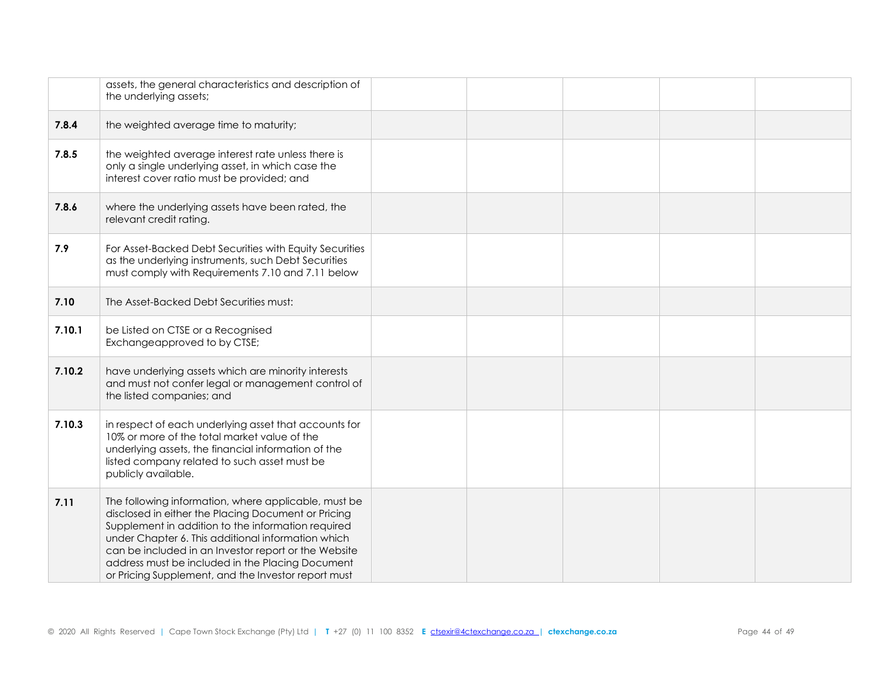| | | | | | | |
|---|---|---|---|---|---|---|
| | assets, the general characteristics and description of the underlying assets; | | | | | |
| **7.8.4** | the weighted average time to maturity; | | | | | |
| **7.8.5** | the weighted average interest rate unless there is only a single underlying asset, in which case the interest cover ratio must be provided; and | | | | | |
| **7.8.6** | where the underlying assets have been rated, the relevant credit rating. | | | | | |
| **7.9** | For Asset-Backed Debt Securities with Equity Securities as the underlying instruments, such Debt Securities must comply with Requirements 7.10 and 7.11 below | | | | | |
| **7.10** | The Asset-Backed Debt Securities must: | | | | | |
| **7.10.1** | be Listed on CTSE or a Recognised Exchangeapproved to by CTSE; | | | | | |
| **7.10.2** | have underlying assets which are minority interests and must not confer legal or management control of the listed companies; and | | | | | |
| **7.10.3** | in respect of each underlying asset that accounts for 10% or more of the total market value of the underlying assets, the financial information of the listed company related to such asset must be publicly available. | | | | | |
| **7.11** | The following information, where applicable, must be disclosed in either the Placing Document or Pricing Supplement in addition to the information required under Chapter 6. This additional information which can be included in an Investor report or the Website address must be included in the Placing Document or Pricing Supplement, and the Investor report must | | | | | |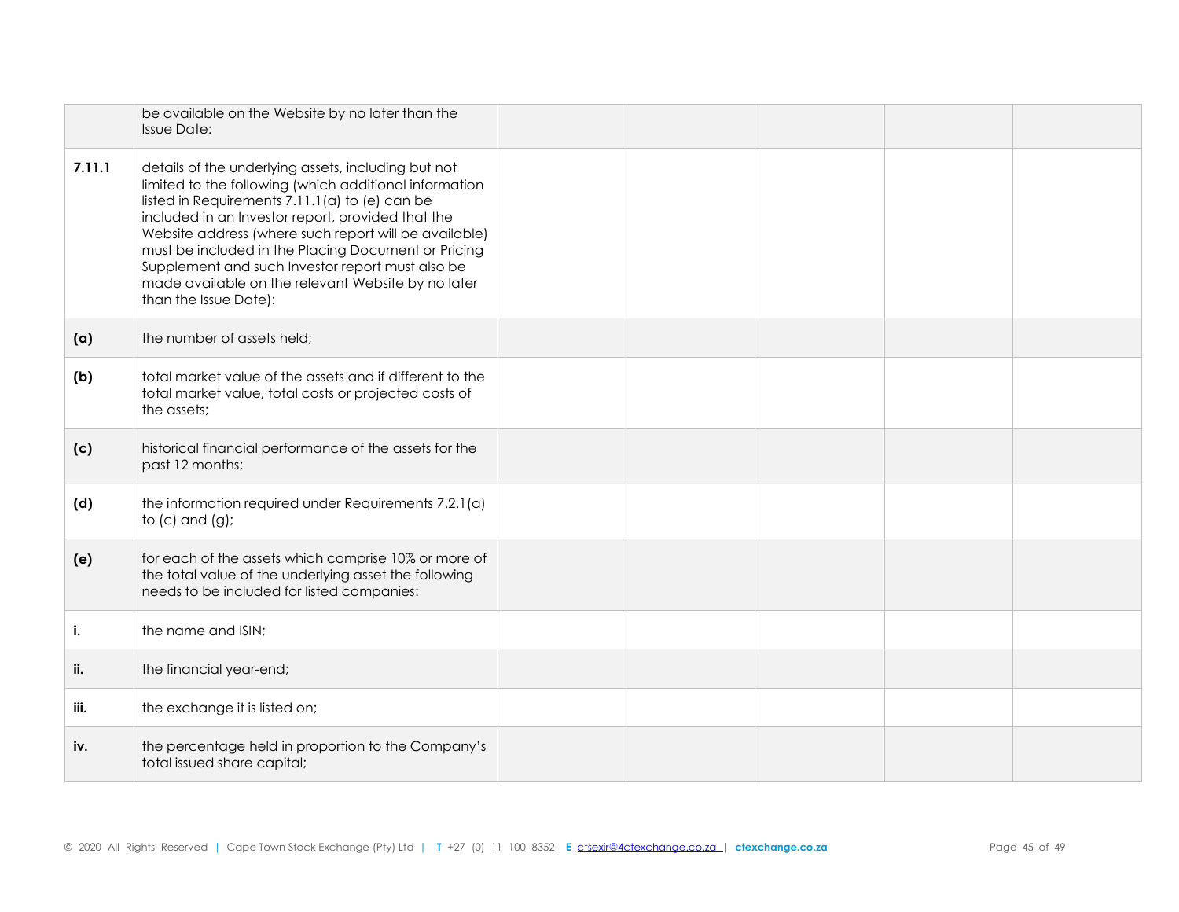| | | | | | | |
|---|---|---|---|---|---|---|
| | be available on the Website by no later than the Issue Date: | | | | | |
| **7.11.1** | details of the underlying assets, including but not limited to the following (which additional information listed in Requirements 7.11.1(a) to (e) can be included in an Investor report, provided that the Website address (where such report will be available) must be included in the Placing Document or Pricing Supplement and such Investor report must also be made available on the relevant Website by no later than the Issue Date): | | | | | |
| **(a)** | the number of assets held; | | | | | |
| **(b)** | total market value of the assets and if different to the total market value, total costs or projected costs of the assets; | | | | | |
| **(c)** | historical financial performance of the assets for the past 12 months; | | | | | |
| **(d)** | the information required under Requirements 7.2.1(a) to (c) and (g); | | | | | |
| **(e)** | for each of the assets which comprise 10% or more of the total value of the underlying asset the following needs to be included for listed companies: | | | | | |
| **i.** | the name and ISIN; | | | | | |
| **ii.** | the financial year-end; | | | | | |
| **iii.** | the exchange it is listed on; | | | | | |
| **iv.** | the percentage held in proportion to the Company's total issued share capital; | | | | | |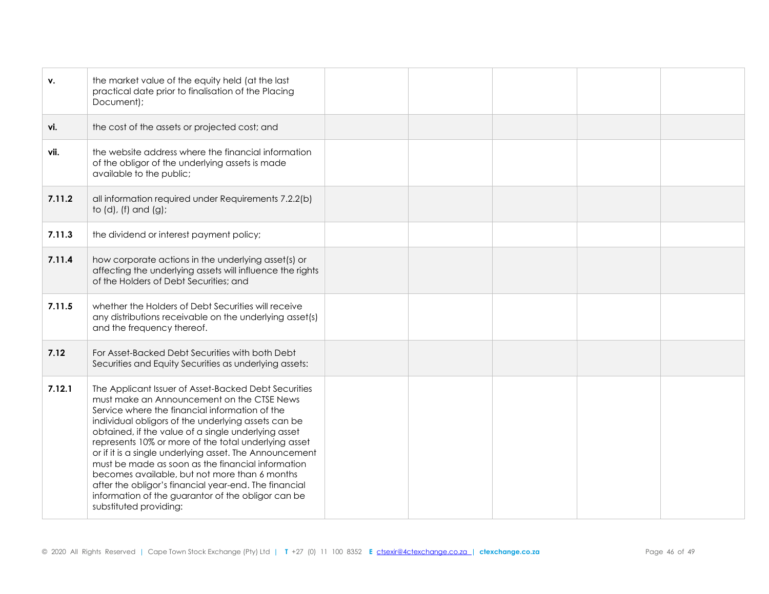| | | | | | | |
|---|---|---|---|---|---|---|
| **v.** | the market value of the equity held (at the last practical date prior to finalisation of the Placing Document); | | | | | |
| **vi.** | the cost of the assets or projected cost; and | | | | | |
| **vii.** | the website address where the financial information of the obligor of the underlying assets is made available to the public; | | | | | |
| **7.11.2** | all information required under Requirements 7.2.2(b) to (d), (f) and (g); | | | | | |
| **7.11.3** | the dividend or interest payment policy; | | | | | |
| **7.11.4** | how corporate actions in the underlying asset(s) or affecting the underlying assets will influence the rights of the Holders of Debt Securities; and | | | | | |
| **7.11.5** | whether the Holders of Debt Securities will receive any distributions receivable on the underlying asset(s) and the frequency thereof. | | | | | |
| **7.12** | For Asset-Backed Debt Securities with both Debt Securities and Equity Securities as underlying assets: | | | | | |
| **7.12.1** | The Applicant Issuer of Asset-Backed Debt Securities must make an Announcement on the CTSE News Service where the financial information of the individual obligors of the underlying assets can be obtained, if the value of a single underlying asset represents 10% or more of the total underlying asset or if it is a single underlying asset. The Announcement must be made as soon as the financial information becomes available, but not more than 6 months after the obligor's financial year-end. The financial information of the guarantor of the obligor can be substituted providing: | | | | | |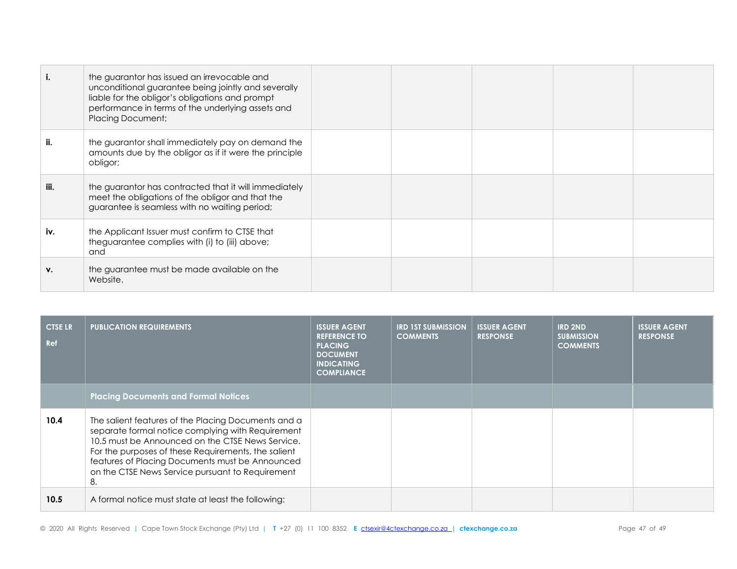| | | | | | | |
|---|---|---|---|---|---|---|
| **i.** | the guarantor has issued an irrevocable and unconditional guarantee being jointly and severally liable for the obligor's obligations and prompt performance in terms of the underlying assets and Placing Document; | | | | | |
| **ii.** | the guarantor shall immediately pay on demand the amounts due by the obligor as if it were the principle obligor; | | | | | |
| **iii.** | the guarantor has contracted that it will immediately meet the obligations of the obligor and that the guarantee is seamless with no waiting period; | | | | | |
| **iv.** | the Applicant Issuer must confirm to CTSE that theguarantee complies with (i) to (iii) above; and | | | | | |
| **v.** | the guarantee must be made available on the Website. | | | | | |

| CTSE LR Ref | PUBLICATION REQUIREMENTS | ISSUER AGENT REFERENCE TO PLACING DOCUMENT INDICATING COMPLIANCE | IRD 1ST SUBMISSION COMMENTS | ISSUER AGENT RESPONSE | IRD 2ND SUBMISSION COMMENTS | ISSUER AGENT RESPONSE |
|---|---|---|---|---|---|---|
| | **Placing Documents and Formal Notices** | | | | | |
| **10.4** | The salient features of the Placing Documents and a separate formal notice complying with Requirement 10.5 must be Announced on the CTSE News Service. For the purposes of these Requirements, the salient features of Placing Documents must be Announced on the CTSE News Service pursuant to Requirement 8. | | | | | |
| **10.5** | A formal notice must state at least the following: | | | | | |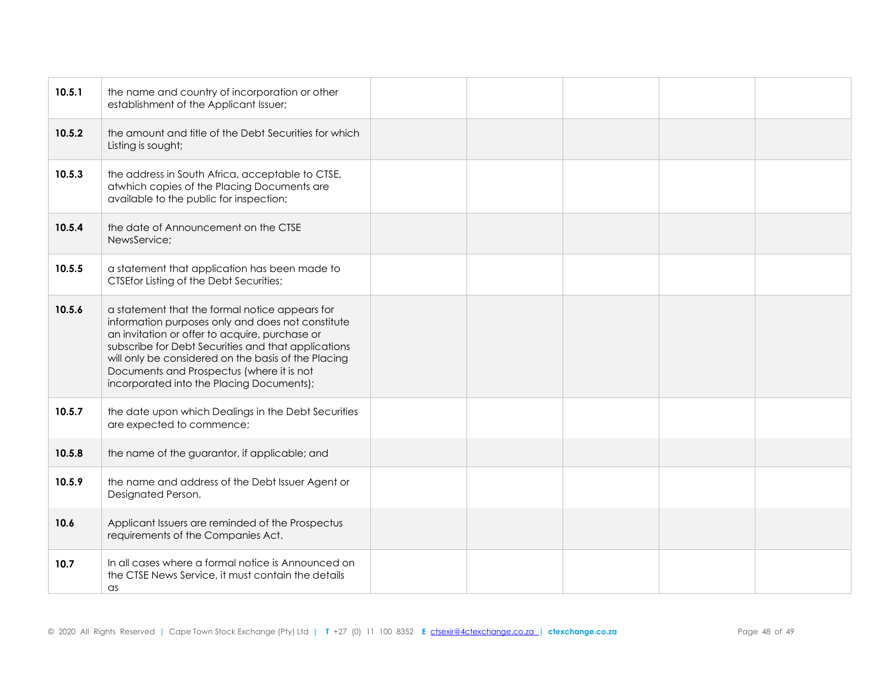| | | | | | | |
|---|---|---|---|---|---|---|
| **10.5.1** | the name and country of incorporation or other establishment of the Applicant Issuer; | | | | | |
| **10.5.2** | the amount and title of the Debt Securities for which Listing is sought; | | | | | |
| **10.5.3** | the address in South Africa, acceptable to CTSE, atwhich copies of the Placing Documents are available to the public for inspection; | | | | | |
| **10.5.4** | the date of Announcement on the CTSE NewsService; | | | | | |
| **10.5.5** | a statement that application has been made to CTSEfor Listing of the Debt Securities; | | | | | |
| **10.5.6** | a statement that the formal notice appears for information purposes only and does not constitute an invitation or offer to acquire, purchase or subscribe for Debt Securities and that applications will only be considered on the basis of the Placing Documents and Prospectus (where it is not incorporated into the Placing Documents); | | | | | |
| **10.5.7** | the date upon which Dealings in the Debt Securities are expected to commence; | | | | | |
| **10.5.8** | the name of the guarantor, if applicable; and | | | | | |
| **10.5.9** | the name and address of the Debt Issuer Agent or Designated Person. | | | | | |
| **10.6** | Applicant Issuers are reminded of the Prospectus requirements of the Companies Act. | | | | | |
| **10.7** | In all cases where a formal notice is Announced on the CTSE News Service, it must contain the details as | | | | | |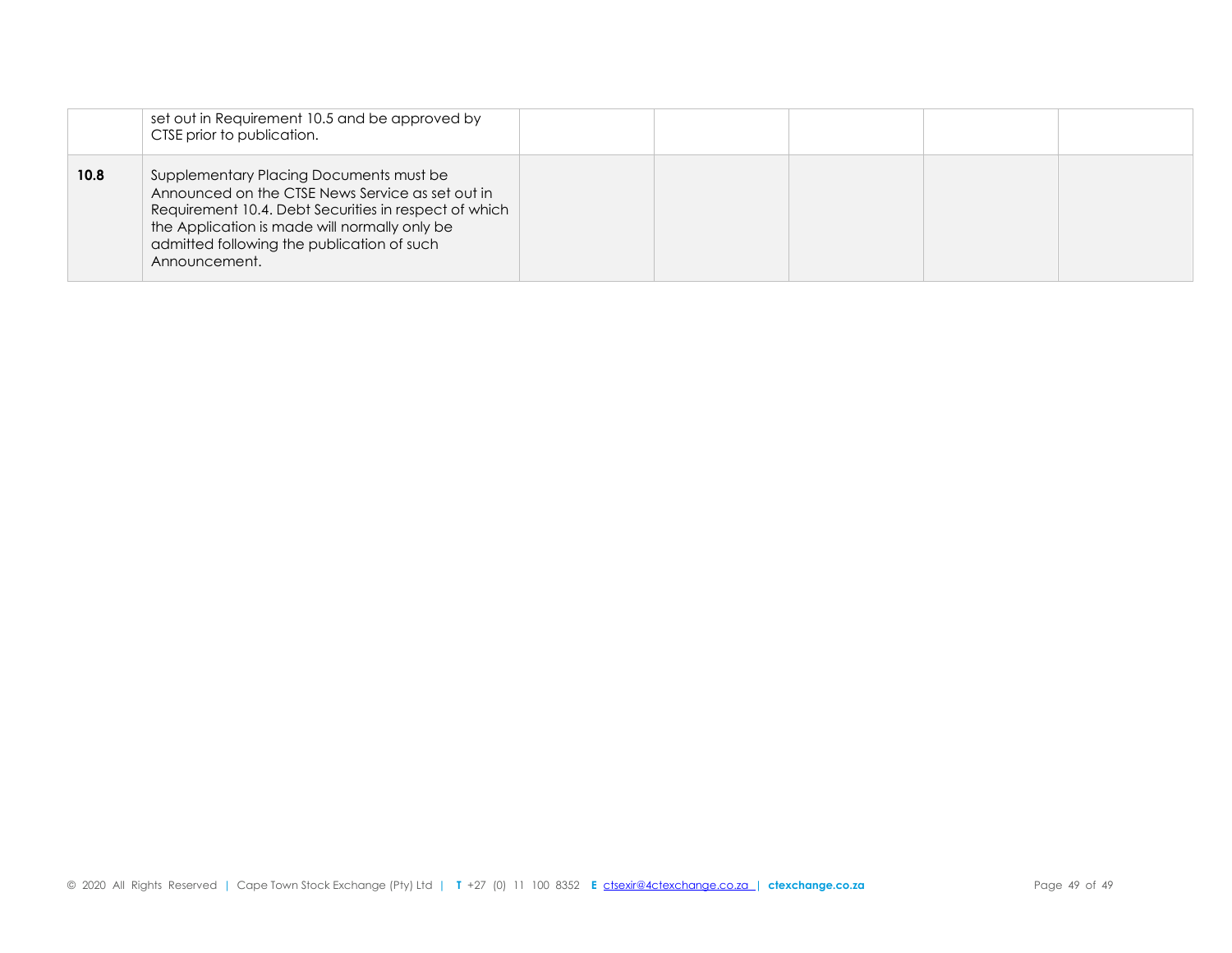| | | | | | | |
|---|---|---|---|---|---|---|
| | set out in Requirement 10.5 and be approved by CTSE prior to publication. | | | | | |
| **10.8** | Supplementary Placing Documents must be Announced on the CTSE News Service as set out in Requirement 10.4. Debt Securities in respect of which the Application is made will normally only be admitted following the publication of such Announcement. | | | | | |